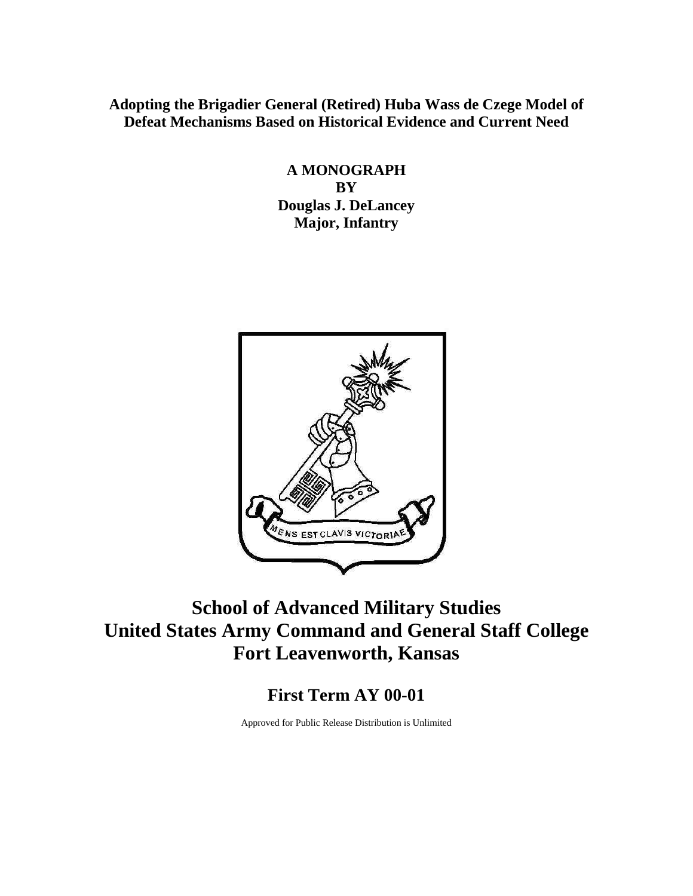**Adopting the Brigadier General (Retired) Huba Wass de Czege Model of Defeat Mechanisms Based on Historical Evidence and Current Need**

**A MONOGRAPH**
**BY**
**Douglas J. DeLancey**
**Major, Infantry**

MENS EST CLAVIS VICTORIAE

# School of Advanced Military Studies
# United States Army Command and General Staff College
# Fort Leavenworth, Kansas

## First Term AY 00-01

Approved for Public Release Distribution is Unlimited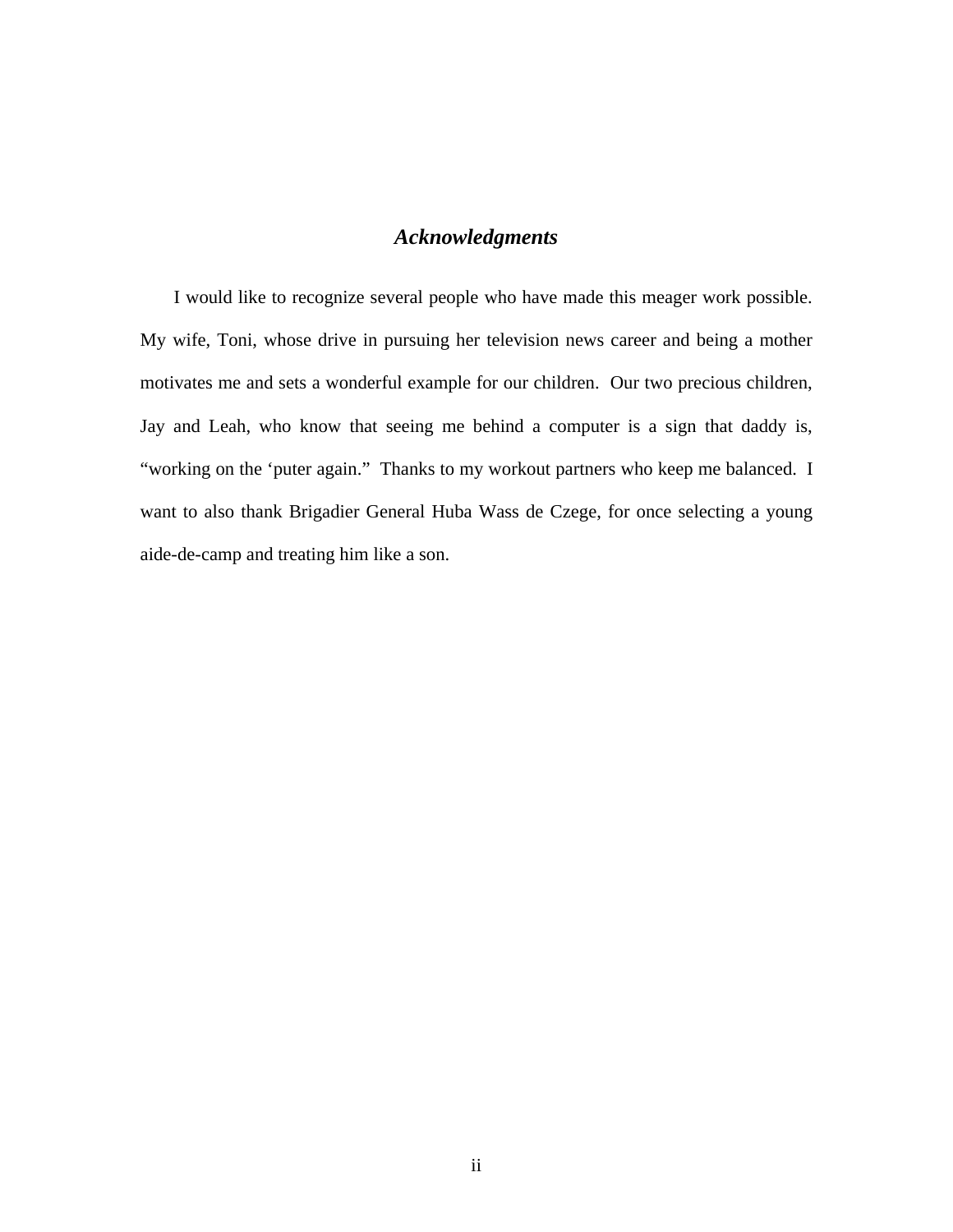## *Acknowledgments*

I would like to recognize several people who have made this meager work possible. My wife, Toni, whose drive in pursuing her television news career and being a mother motivates me and sets a wonderful example for our children. Our two precious children, Jay and Leah, who know that seeing me behind a computer is a sign that daddy is, "working on the 'puter again." Thanks to my workout partners who keep me balanced. I want to also thank Brigadier General Huba Wass de Czege, for once selecting a young aide-de-camp and treating him like a son.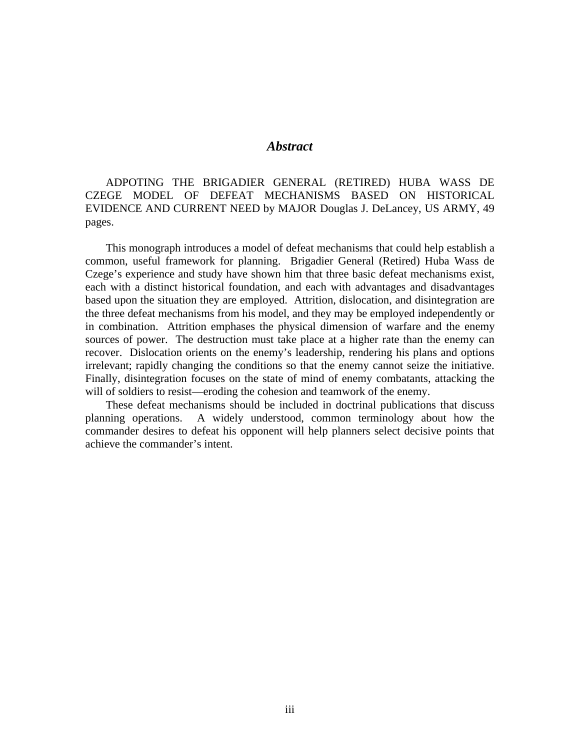# *Abstract*

ADPOTING THE BRIGADIER GENERAL (RETIRED) HUBA WASS DE CZEGE MODEL OF DEFEAT MECHANISMS BASED ON HISTORICAL EVIDENCE AND CURRENT NEED by MAJOR Douglas J. DeLancey, US ARMY, 49 pages.

This monograph introduces a model of defeat mechanisms that could help establish a common, useful framework for planning. Brigadier General (Retired) Huba Wass de Czege's experience and study have shown him that three basic defeat mechanisms exist, each with a distinct historical foundation, and each with advantages and disadvantages based upon the situation they are employed. Attrition, dislocation, and disintegration are the three defeat mechanisms from his model, and they may be employed independently or in combination. Attrition emphases the physical dimension of warfare and the enemy sources of power. The destruction must take place at a higher rate than the enemy can recover. Dislocation orients on the enemy's leadership, rendering his plans and options irrelevant; rapidly changing the conditions so that the enemy cannot seize the initiative. Finally, disintegration focuses on the state of mind of enemy combatants, attacking the will of soldiers to resist—eroding the cohesion and teamwork of the enemy.

These defeat mechanisms should be included in doctrinal publications that discuss planning operations. A widely understood, common terminology about how the commander desires to defeat his opponent will help planners select decisive points that achieve the commander's intent.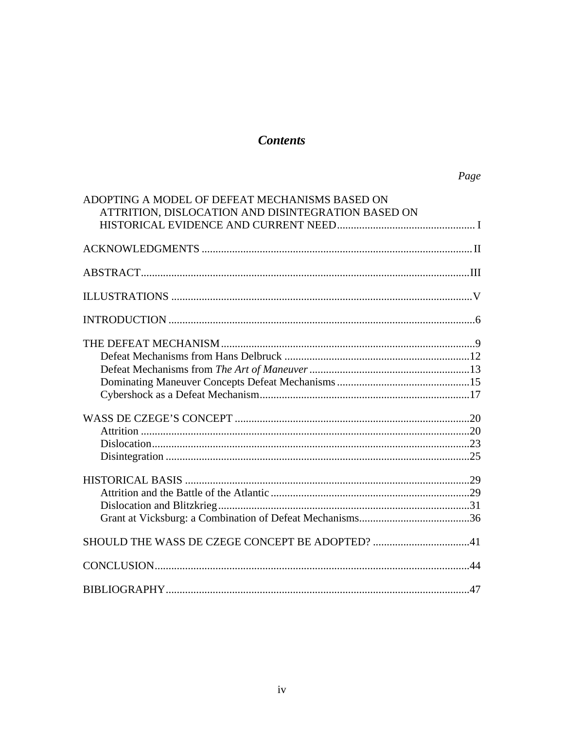# *Contents*

*Page*

ADOPTING A MODEL OF DEFEAT MECHANISMS BASED ON ATTRITION, DISLOCATION AND DISINTEGRATION BASED ON HISTORICAL EVIDENCE AND CURRENT NEED .................................................. I

ACKNOWLEDGMENTS .................................................................................................. II

ABSTRACT ...................................................................................................................... III

ILLUSTRATIONS ............................................................................................................. V

INTRODUCTION ...............................................................................................................6

THE DEFEAT MECHANISM ............................................................................................9
- Defeat Mechanisms from Hans Delbruck ...................................................................12
- Defeat Mechanisms from *The Art of Maneuver* ..........................................................13
- Dominating Maneuver Concepts Defeat Mechanisms ................................................15
- Cybershock as a Defeat Mechanism ...........................................................................17

WASS DE CZEGE'S CONCEPT .....................................................................................20
- Attrition .......................................................................................................................20
- Dislocation ...................................................................................................................23
- Disintegration ..............................................................................................................25

HISTORICAL BASIS .......................................................................................................29
- Attrition and the Battle of the Atlantic ........................................................................29
- Dislocation and Blitzkrieg ...........................................................................................31
- Grant at Vicksburg: a Combination of Defeat Mechanisms ........................................36

SHOULD THE WASS DE CZEGE CONCEPT BE ADOPTED? ...................................41

CONCLUSION ..................................................................................................................44

BIBLIOGRAPHY ..............................................................................................................47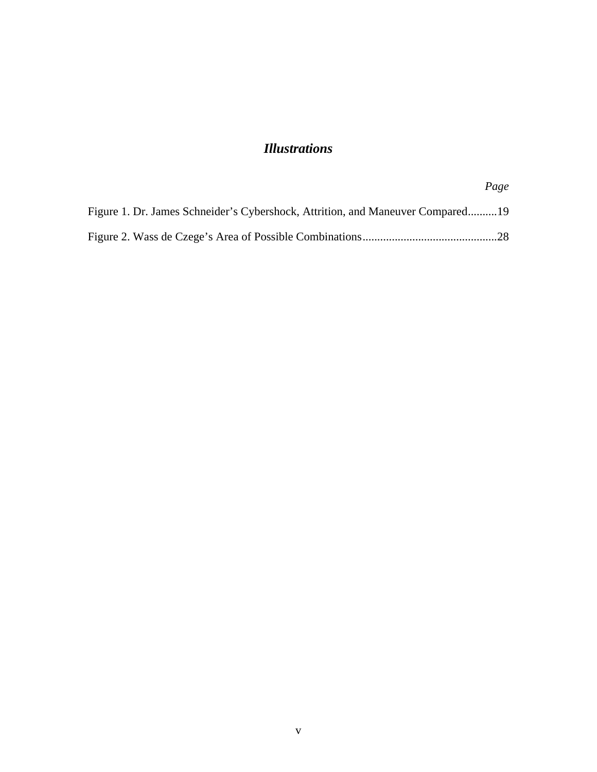# *Illustrations*

*Page*

Figure 1. Dr. James Schneider’s Cybershock, Attrition, and Maneuver Compared..........19

Figure 2. Wass de Czege’s Area of Possible Combinations...............................................28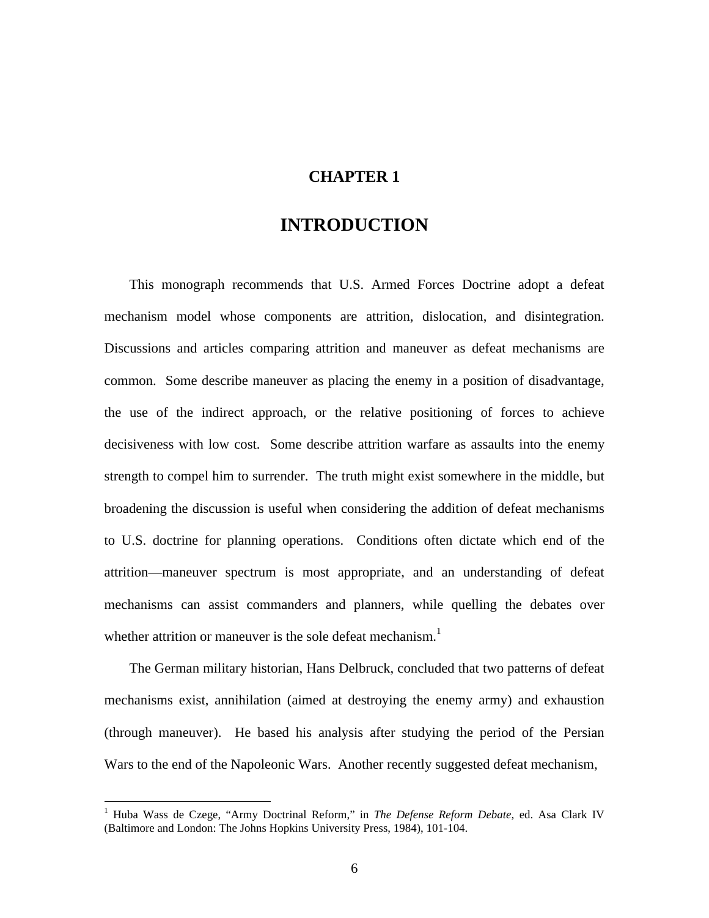# CHAPTER 1

# INTRODUCTION

This monograph recommends that U.S. Armed Forces Doctrine adopt a defeat mechanism model whose components are attrition, dislocation, and disintegration. Discussions and articles comparing attrition and maneuver as defeat mechanisms are common. Some describe maneuver as placing the enemy in a position of disadvantage, the use of the indirect approach, or the relative positioning of forces to achieve decisiveness with low cost. Some describe attrition warfare as assaults into the enemy strength to compel him to surrender. The truth might exist somewhere in the middle, but broadening the discussion is useful when considering the addition of defeat mechanisms to U.S. doctrine for planning operations. Conditions often dictate which end of the attrition—maneuver spectrum is most appropriate, and an understanding of defeat mechanisms can assist commanders and planners, while quelling the debates over whether attrition or maneuver is the sole defeat mechanism.[1]

The German military historian, Hans Delbruck, concluded that two patterns of defeat mechanisms exist, annihilation (aimed at destroying the enemy army) and exhaustion (through maneuver). He based his analysis after studying the period of the Persian Wars to the end of the Napoleonic Wars. Another recently suggested defeat mechanism,

---

[1] Huba Wass de Czege, "Army Doctrinal Reform," in *The Defense Reform Debate*, ed. Asa Clark IV (Baltimore and London: The Johns Hopkins University Press, 1984), 101-104.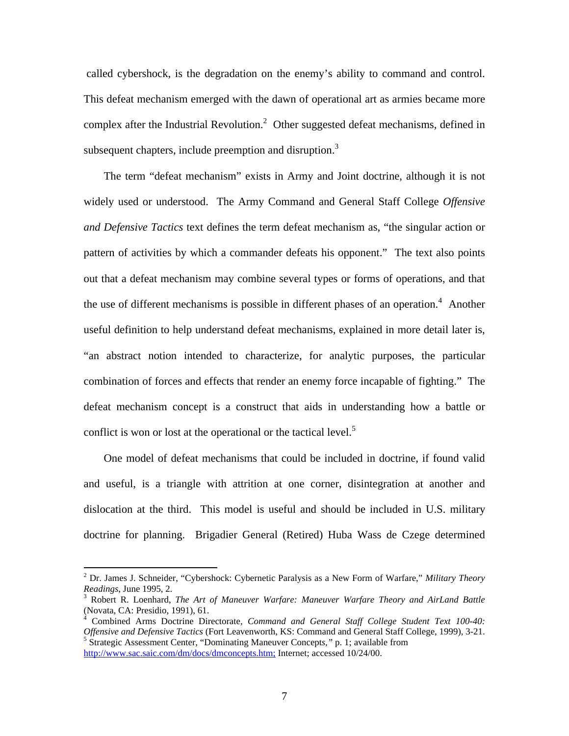called cybershock, is the degradation on the enemy's ability to command and control. This defeat mechanism emerged with the dawn of operational art as armies became more complex after the Industrial Revolution.[2] Other suggested defeat mechanisms, defined in subsequent chapters, include preemption and disruption.[3]

The term "defeat mechanism" exists in Army and Joint doctrine, although it is not widely used or understood. The Army Command and General Staff College *Offensive and Defensive Tactics* text defines the term defeat mechanism as, "the singular action or pattern of activities by which a commander defeats his opponent." The text also points out that a defeat mechanism may combine several types or forms of operations, and that the use of different mechanisms is possible in different phases of an operation.[4] Another useful definition to help understand defeat mechanisms, explained in more detail later is, "an abstract notion intended to characterize, for analytic purposes, the particular combination of forces and effects that render an enemy force incapable of fighting." The defeat mechanism concept is a construct that aids in understanding how a battle or conflict is won or lost at the operational or the tactical level.[5]

One model of defeat mechanisms that could be included in doctrine, if found valid and useful, is a triangle with attrition at one corner, disintegration at another and dislocation at the third. This model is useful and should be included in U.S. military doctrine for planning. Brigadier General (Retired) Huba Wass de Czege determined

---

[2] Dr. James J. Schneider, "Cybershock: Cybernetic Paralysis as a New Form of Warfare," *Military Theory Readings*, June 1995, 2.

[3] Robert R. Loenhard, *The Art of Maneuver Warfare: Maneuver Warfare Theory and AirLand Battle* (Novata, CA: Presidio, 1991), 61.

[4] Combined Arms Doctrine Directorate, *Command and General Staff College Student Text 100-40: Offensive and Defensive Tactics* (Fort Leavenworth, KS: Command and General Staff College, 1999), 3-21.

[5] Strategic Assessment Center, "Dominating Maneuver Concepts," p. 1; available from http://www.sac.saic.com/dm/docs/dmconcepts.htm; Internet; accessed 10/24/00.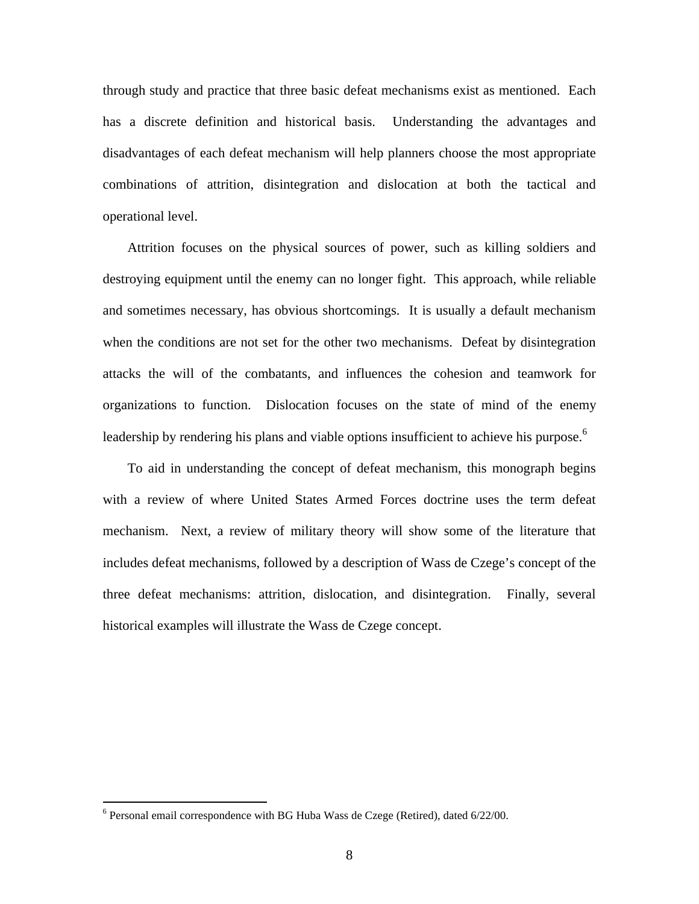through study and practice that three basic defeat mechanisms exist as mentioned. Each has a discrete definition and historical basis. Understanding the advantages and disadvantages of each defeat mechanism will help planners choose the most appropriate combinations of attrition, disintegration and dislocation at both the tactical and operational level.

Attrition focuses on the physical sources of power, such as killing soldiers and destroying equipment until the enemy can no longer fight. This approach, while reliable and sometimes necessary, has obvious shortcomings. It is usually a default mechanism when the conditions are not set for the other two mechanisms. Defeat by disintegration attacks the will of the combatants, and influences the cohesion and teamwork for organizations to function. Dislocation focuses on the state of mind of the enemy leadership by rendering his plans and viable options insufficient to achieve his purpose.[6]

To aid in understanding the concept of defeat mechanism, this monograph begins with a review of where United States Armed Forces doctrine uses the term defeat mechanism. Next, a review of military theory will show some of the literature that includes defeat mechanisms, followed by a description of Wass de Czege's concept of the three defeat mechanisms: attrition, dislocation, and disintegration. Finally, several historical examples will illustrate the Wass de Czege concept.

---

[6] Personal email correspondence with BG Huba Wass de Czege (Retired), dated 6/22/00.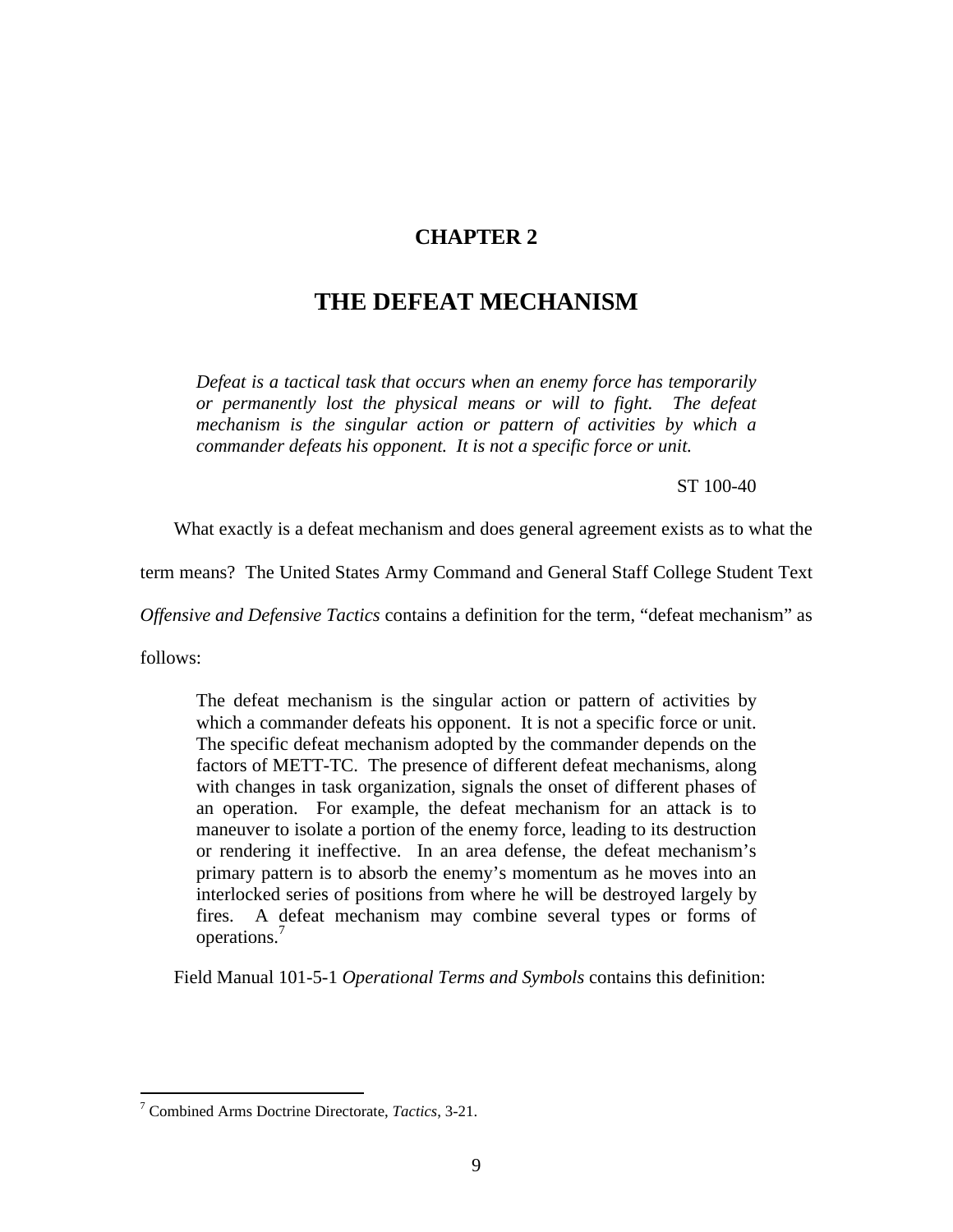# CHAPTER 2

# THE DEFEAT MECHANISM

> *Defeat is a tactical task that occurs when an enemy force has temporarily or permanently lost the physical means or will to fight. The defeat mechanism is the singular action or pattern of activities by which a commander defeats his opponent. It is not a specific force or unit.*
>
> ST 100-40

What exactly is a defeat mechanism and does general agreement exists as to what the term means? The United States Army Command and General Staff College Student Text *Offensive and Defensive Tactics* contains a definition for the term, "defeat mechanism" as follows:

> The defeat mechanism is the singular action or pattern of activities by which a commander defeats his opponent. It is not a specific force or unit. The specific defeat mechanism adopted by the commander depends on the factors of METT-TC. The presence of different defeat mechanisms, along with changes in task organization, signals the onset of different phases of an operation. For example, the defeat mechanism for an attack is to maneuver to isolate a portion of the enemy force, leading to its destruction or rendering it ineffective. In an area defense, the defeat mechanism's primary pattern is to absorb the enemy's momentum as he moves into an interlocked series of positions from where he will be destroyed largely by fires. A defeat mechanism may combine several types or forms of operations.[7]

Field Manual 101-5-1 *Operational Terms and Symbols* contains this definition:

---

[7] Combined Arms Doctrine Directorate, *Tactics*, 3-21.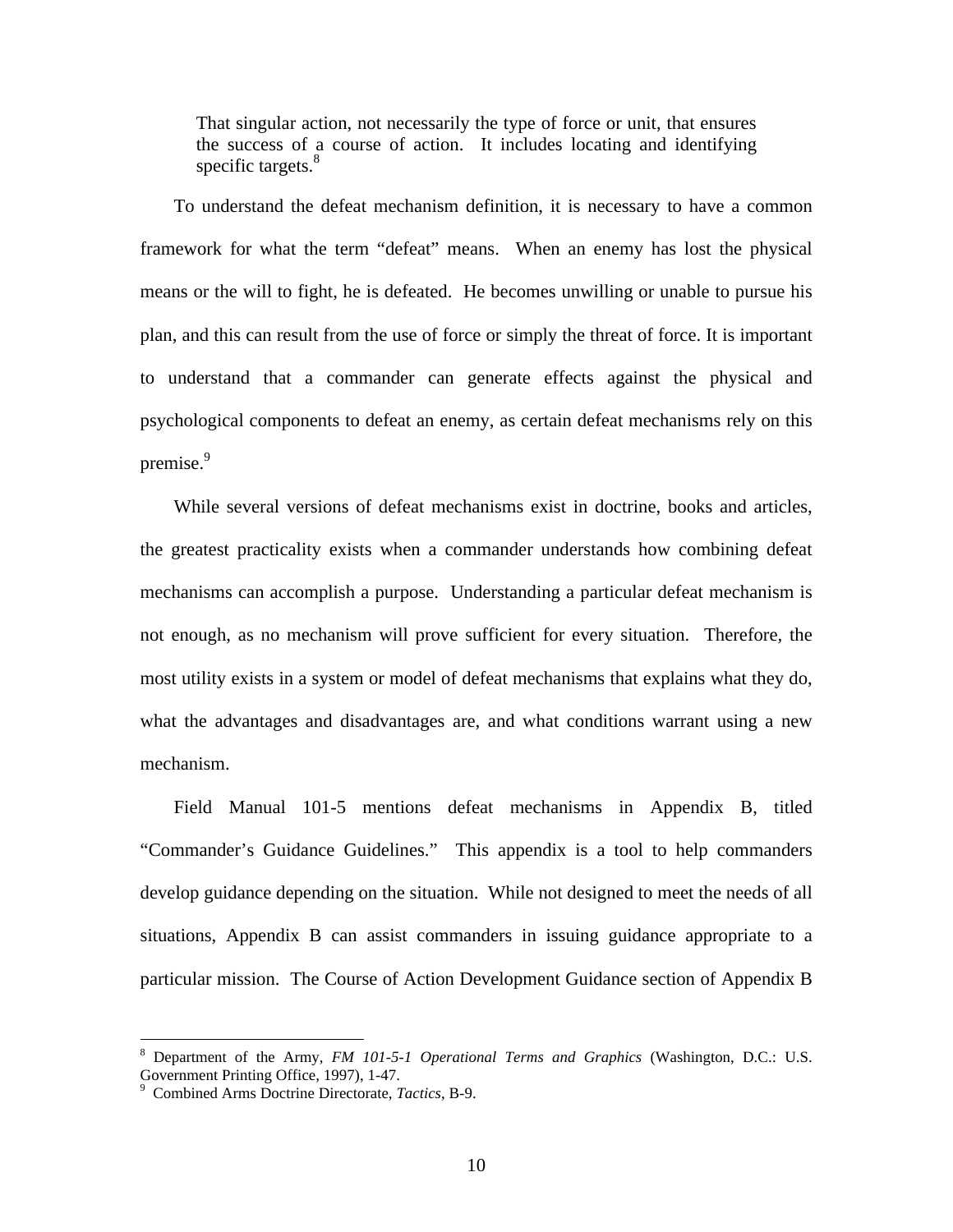> That singular action, not necessarily the type of force or unit, that ensures the success of a course of action. It includes locating and identifying specific targets.[8]

To understand the defeat mechanism definition, it is necessary to have a common framework for what the term "defeat" means. When an enemy has lost the physical means or the will to fight, he is defeated. He becomes unwilling or unable to pursue his plan, and this can result from the use of force or simply the threat of force. It is important to understand that a commander can generate effects against the physical and psychological components to defeat an enemy, as certain defeat mechanisms rely on this premise.[9]

While several versions of defeat mechanisms exist in doctrine, books and articles, the greatest practicality exists when a commander understands how combining defeat mechanisms can accomplish a purpose. Understanding a particular defeat mechanism is not enough, as no mechanism will prove sufficient for every situation. Therefore, the most utility exists in a system or model of defeat mechanisms that explains what they do, what the advantages and disadvantages are, and what conditions warrant using a new mechanism.

Field Manual 101-5 mentions defeat mechanisms in Appendix B, titled "Commander's Guidance Guidelines." This appendix is a tool to help commanders develop guidance depending on the situation. While not designed to meet the needs of all situations, Appendix B can assist commanders in issuing guidance appropriate to a particular mission. The Course of Action Development Guidance section of Appendix B

---

[8] Department of the Army, *FM 101-5-1 Operational Terms and Graphics* (Washington, D.C.: U.S. Government Printing Office, 1997), 1-47.

[9] Combined Arms Doctrine Directorate, *Tactics*, B-9.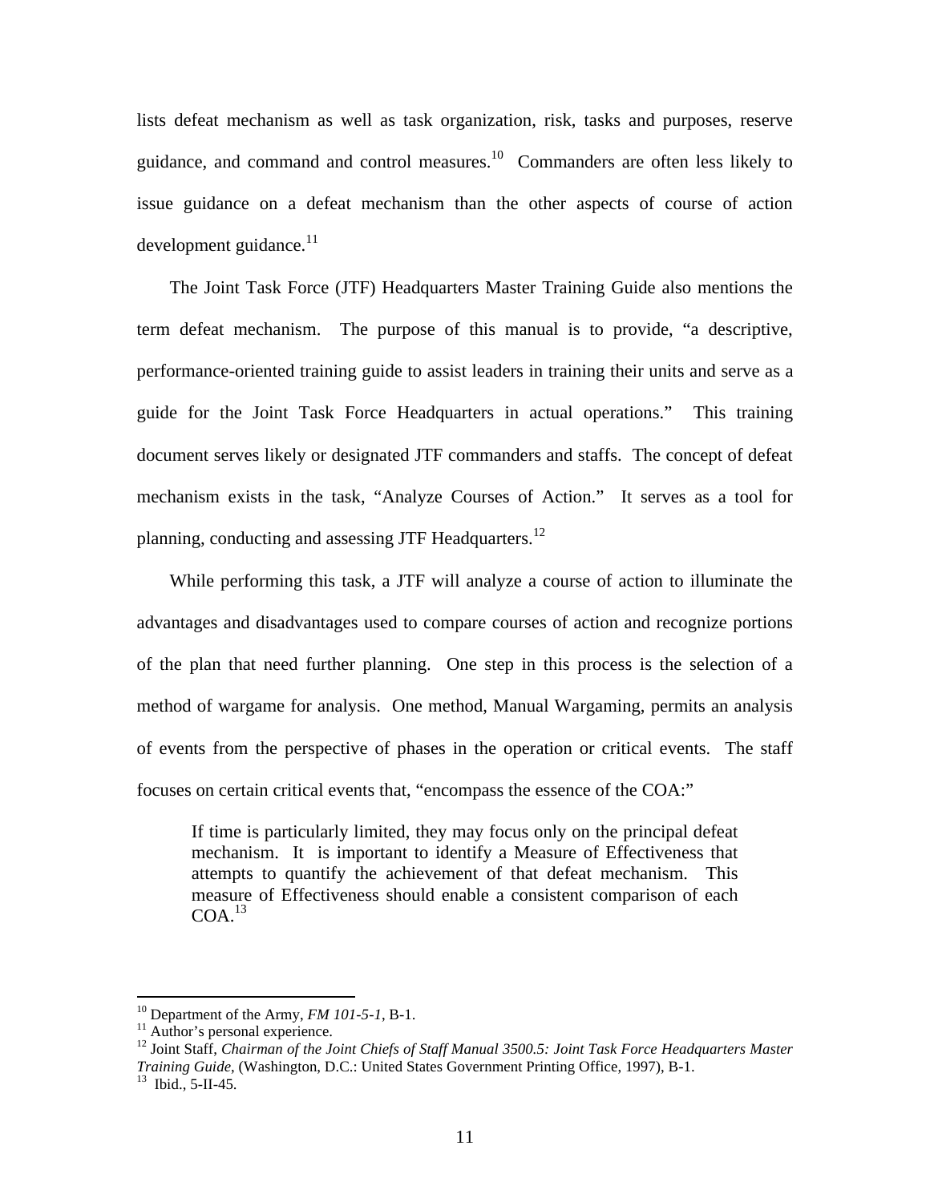lists defeat mechanism as well as task organization, risk, tasks and purposes, reserve guidance, and command and control measures.[10] Commanders are often less likely to issue guidance on a defeat mechanism than the other aspects of course of action development guidance.[11]

The Joint Task Force (JTF) Headquarters Master Training Guide also mentions the term defeat mechanism. The purpose of this manual is to provide, "a descriptive, performance-oriented training guide to assist leaders in training their units and serve as a guide for the Joint Task Force Headquarters in actual operations." This training document serves likely or designated JTF commanders and staffs. The concept of defeat mechanism exists in the task, "Analyze Courses of Action." It serves as a tool for planning, conducting and assessing JTF Headquarters.[12]

While performing this task, a JTF will analyze a course of action to illuminate the advantages and disadvantages used to compare courses of action and recognize portions of the plan that need further planning. One step in this process is the selection of a method of wargame for analysis. One method, Manual Wargaming, permits an analysis of events from the perspective of phases in the operation or critical events. The staff focuses on certain critical events that, "encompass the essence of the COA:"

> If time is particularly limited, they may focus only on the principal defeat mechanism. It is important to identify a Measure of Effectiveness that attempts to quantify the achievement of that defeat mechanism. This measure of Effectiveness should enable a consistent comparison of each COA.[13]

---

[10] Department of the Army, *FM 101-5-1*, B-1.
[11] Author's personal experience.
[12] Joint Staff, *Chairman of the Joint Chiefs of Staff Manual 3500.5: Joint Task Force Headquarters Master Training Guide*, (Washington, D.C.: United States Government Printing Office, 1997), B-1.
[13] Ibid., 5-II-45.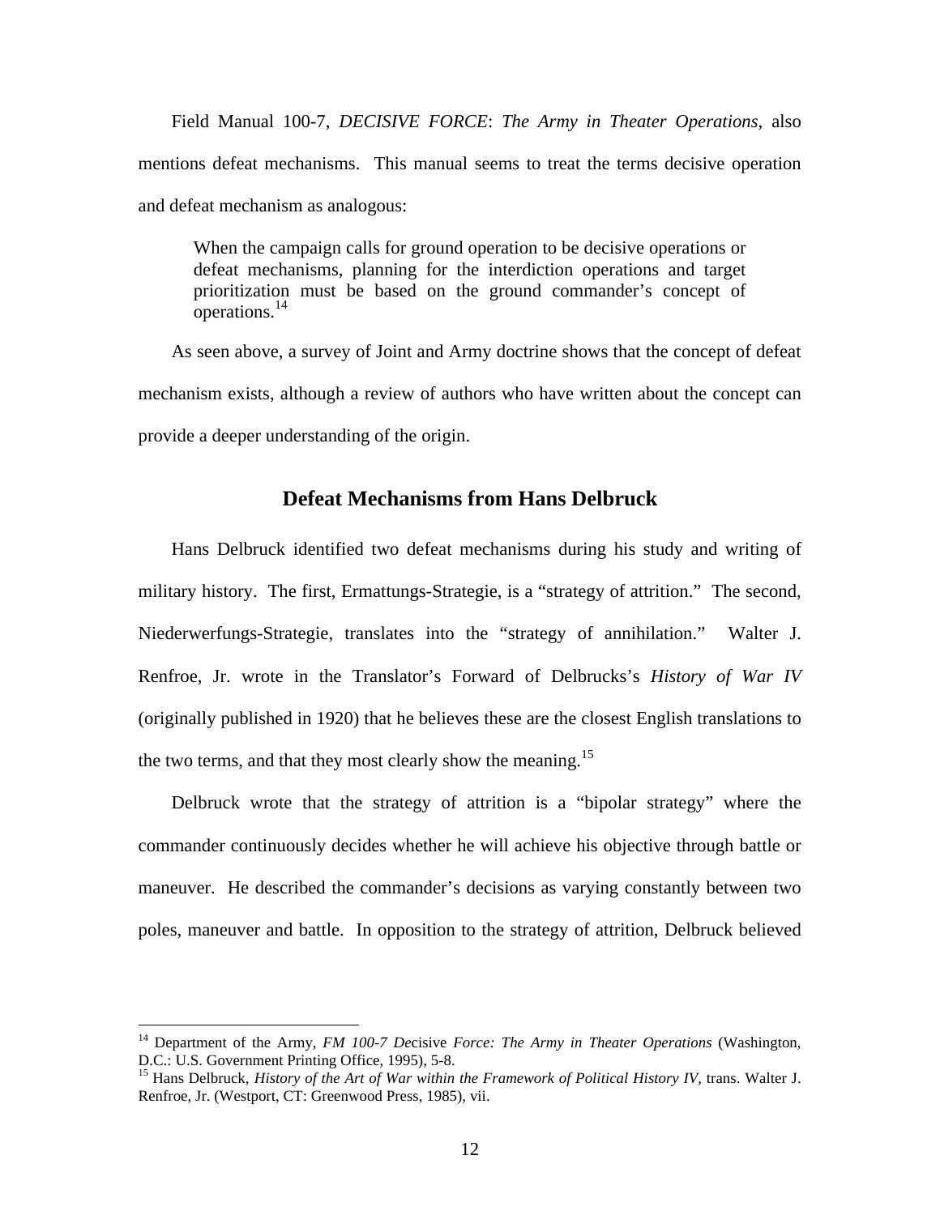Field Manual 100-7, *DECISIVE FORCE*: *The Army in Theater Operations*, also mentions defeat mechanisms. This manual seems to treat the terms decisive operation and defeat mechanism as analogous:

> When the campaign calls for ground operation to be decisive operations or defeat mechanisms, planning for the interdiction operations and target prioritization must be based on the ground commander's concept of operations.[14]

As seen above, a survey of Joint and Army doctrine shows that the concept of defeat mechanism exists, although a review of authors who have written about the concept can provide a deeper understanding of the origin.

## Defeat Mechanisms from Hans Delbruck

Hans Delbruck identified two defeat mechanisms during his study and writing of military history. The first, Ermattungs-Strategie, is a "strategy of attrition." The second, Niederwerfungs-Strategie, translates into the "strategy of annihilation." Walter J. Renfroe, Jr. wrote in the Translator's Forward of Delbrucks's *History of War IV* (originally published in 1920) that he believes these are the closest English translations to the two terms, and that they most clearly show the meaning.[15]

Delbruck wrote that the strategy of attrition is a "bipolar strategy" where the commander continuously decides whether he will achieve his objective through battle or maneuver. He described the commander's decisions as varying constantly between two poles, maneuver and battle. In opposition to the strategy of attrition, Delbruck believed

---

[14] Department of the Army, *FM 100-7 De*cisive *Force: The Army in Theater Operations* (Washington, D.C.: U.S. Government Printing Office, 1995), 5-8.

[15] Hans Delbruck, *History of the Art of War within the Framework of Political History IV*, trans. Walter J. Renfroe, Jr. (Westport, CT: Greenwood Press, 1985), vii.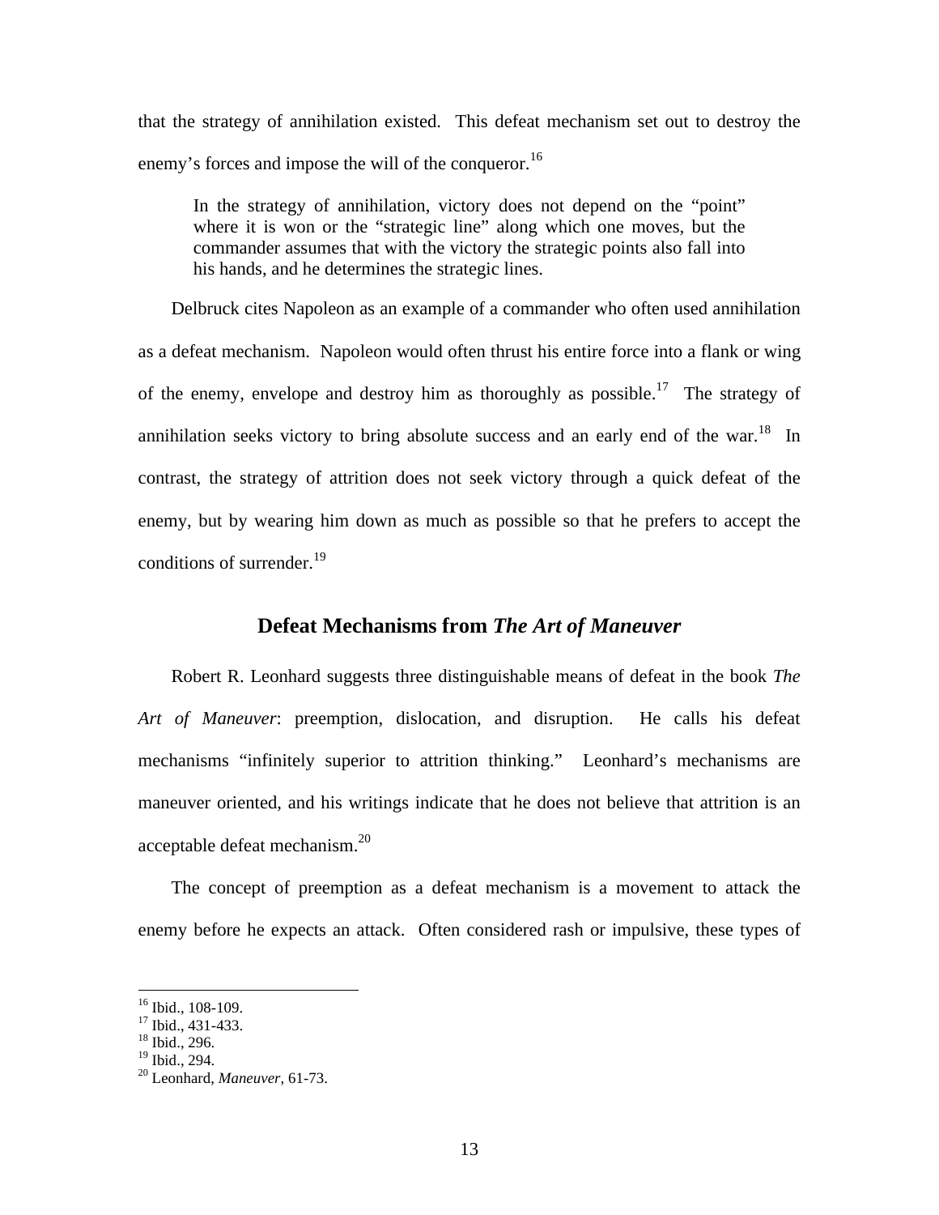that the strategy of annihilation existed. This defeat mechanism set out to destroy the enemy's forces and impose the will of the conqueror.[16]

> In the strategy of annihilation, victory does not depend on the "point" where it is won or the "strategic line" along which one moves, but the commander assumes that with the victory the strategic points also fall into his hands, and he determines the strategic lines.

Delbruck cites Napoleon as an example of a commander who often used annihilation as a defeat mechanism. Napoleon would often thrust his entire force into a flank or wing of the enemy, envelope and destroy him as thoroughly as possible.[17] The strategy of annihilation seeks victory to bring absolute success and an early end of the war.[18] In contrast, the strategy of attrition does not seek victory through a quick defeat of the enemy, but by wearing him down as much as possible so that he prefers to accept the conditions of surrender.[19]

## Defeat Mechanisms from *The Art of Maneuver*

Robert R. Leonhard suggests three distinguishable means of defeat in the book *The Art of Maneuver*: preemption, dislocation, and disruption. He calls his defeat mechanisms "infinitely superior to attrition thinking." Leonhard's mechanisms are maneuver oriented, and his writings indicate that he does not believe that attrition is an acceptable defeat mechanism.[20]

The concept of preemption as a defeat mechanism is a movement to attack the enemy before he expects an attack. Often considered rash or impulsive, these types of

---

[16] Ibid., 108-109.
[17] Ibid., 431-433.
[18] Ibid., 296.
[19] Ibid., 294.
[20] Leonhard, *Maneuver*, 61-73.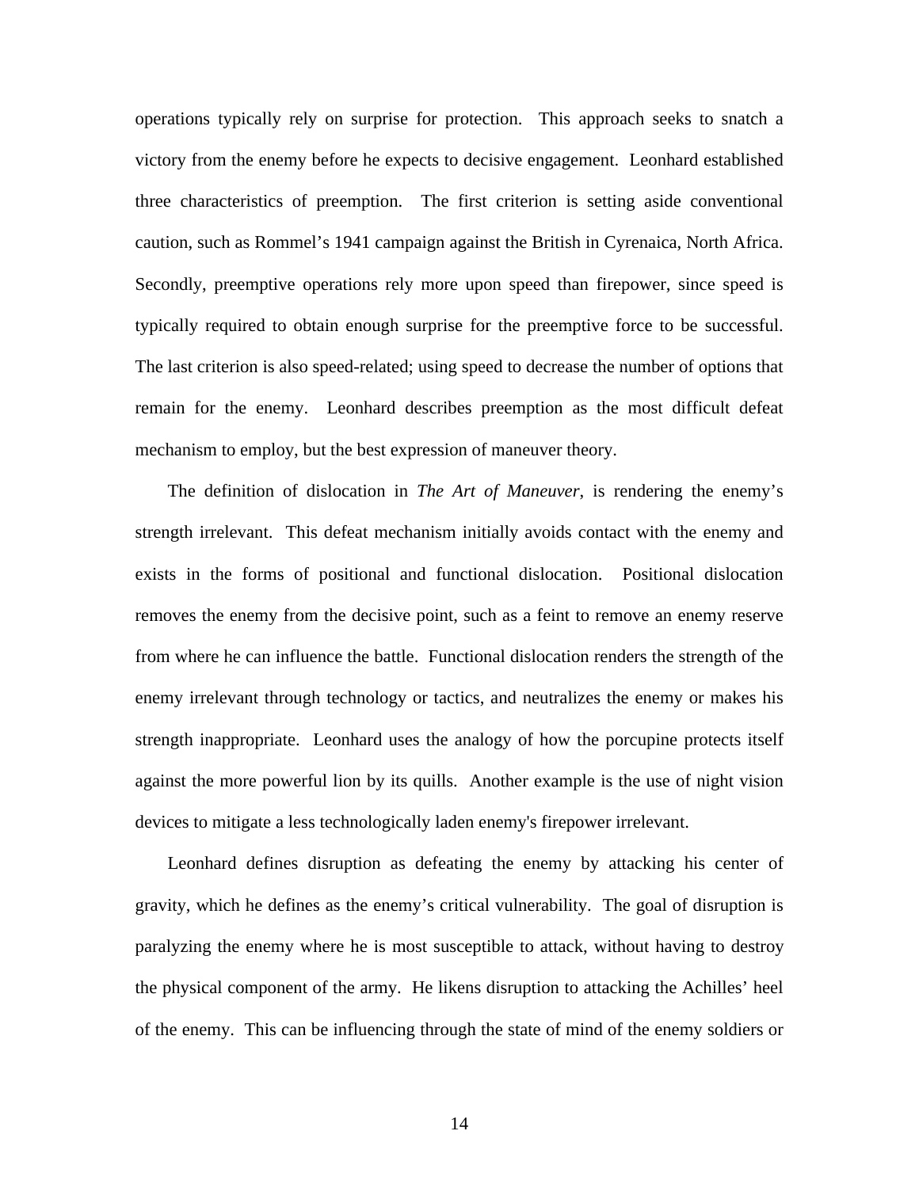operations typically rely on surprise for protection. This approach seeks to snatch a victory from the enemy before he expects to decisive engagement. Leonhard established three characteristics of preemption. The first criterion is setting aside conventional caution, such as Rommel's 1941 campaign against the British in Cyrenaica, North Africa. Secondly, preemptive operations rely more upon speed than firepower, since speed is typically required to obtain enough surprise for the preemptive force to be successful. The last criterion is also speed-related; using speed to decrease the number of options that remain for the enemy. Leonhard describes preemption as the most difficult defeat mechanism to employ, but the best expression of maneuver theory.

The definition of dislocation in *The Art of Maneuver*, is rendering the enemy's strength irrelevant. This defeat mechanism initially avoids contact with the enemy and exists in the forms of positional and functional dislocation. Positional dislocation removes the enemy from the decisive point, such as a feint to remove an enemy reserve from where he can influence the battle. Functional dislocation renders the strength of the enemy irrelevant through technology or tactics, and neutralizes the enemy or makes his strength inappropriate. Leonhard uses the analogy of how the porcupine protects itself against the more powerful lion by its quills. Another example is the use of night vision devices to mitigate a less technologically laden enemy's firepower irrelevant.

Leonhard defines disruption as defeating the enemy by attacking his center of gravity, which he defines as the enemy's critical vulnerability. The goal of disruption is paralyzing the enemy where he is most susceptible to attack, without having to destroy the physical component of the army. He likens disruption to attacking the Achilles' heel of the enemy. This can be influencing through the state of mind of the enemy soldiers or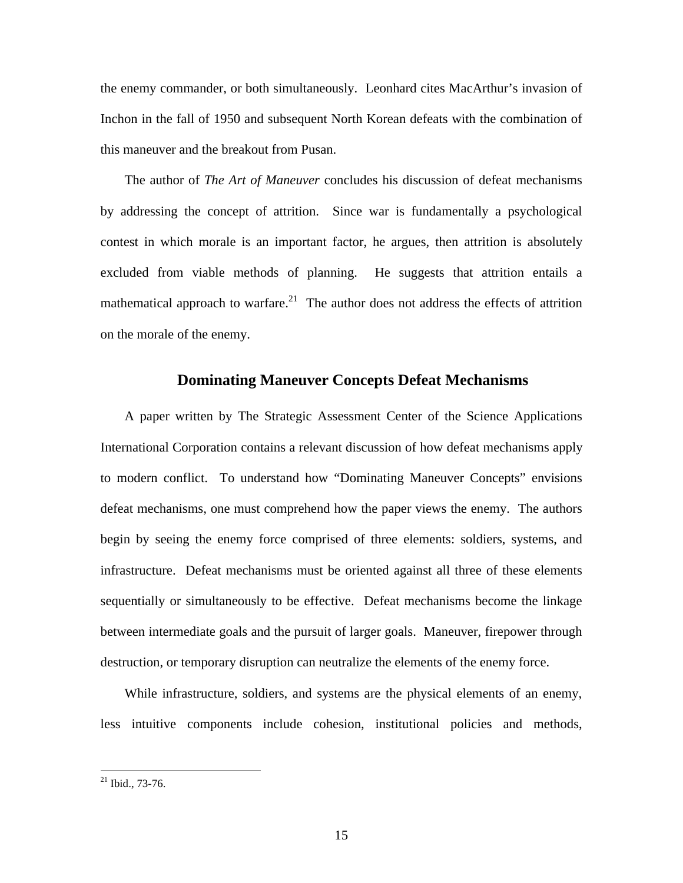the enemy commander, or both simultaneously. Leonhard cites MacArthur's invasion of Inchon in the fall of 1950 and subsequent North Korean defeats with the combination of this maneuver and the breakout from Pusan.

The author of *The Art of Maneuver* concludes his discussion of defeat mechanisms by addressing the concept of attrition. Since war is fundamentally a psychological contest in which morale is an important factor, he argues, then attrition is absolutely excluded from viable methods of planning. He suggests that attrition entails a mathematical approach to warfare.[21] The author does not address the effects of attrition on the morale of the enemy.

## Dominating Maneuver Concepts Defeat Mechanisms

A paper written by The Strategic Assessment Center of the Science Applications International Corporation contains a relevant discussion of how defeat mechanisms apply to modern conflict. To understand how "Dominating Maneuver Concepts" envisions defeat mechanisms, one must comprehend how the paper views the enemy. The authors begin by seeing the enemy force comprised of three elements: soldiers, systems, and infrastructure. Defeat mechanisms must be oriented against all three of these elements sequentially or simultaneously to be effective. Defeat mechanisms become the linkage between intermediate goals and the pursuit of larger goals. Maneuver, firepower through destruction, or temporary disruption can neutralize the elements of the enemy force.

While infrastructure, soldiers, and systems are the physical elements of an enemy, less intuitive components include cohesion, institutional policies and methods,

[21] Ibid., 73-76.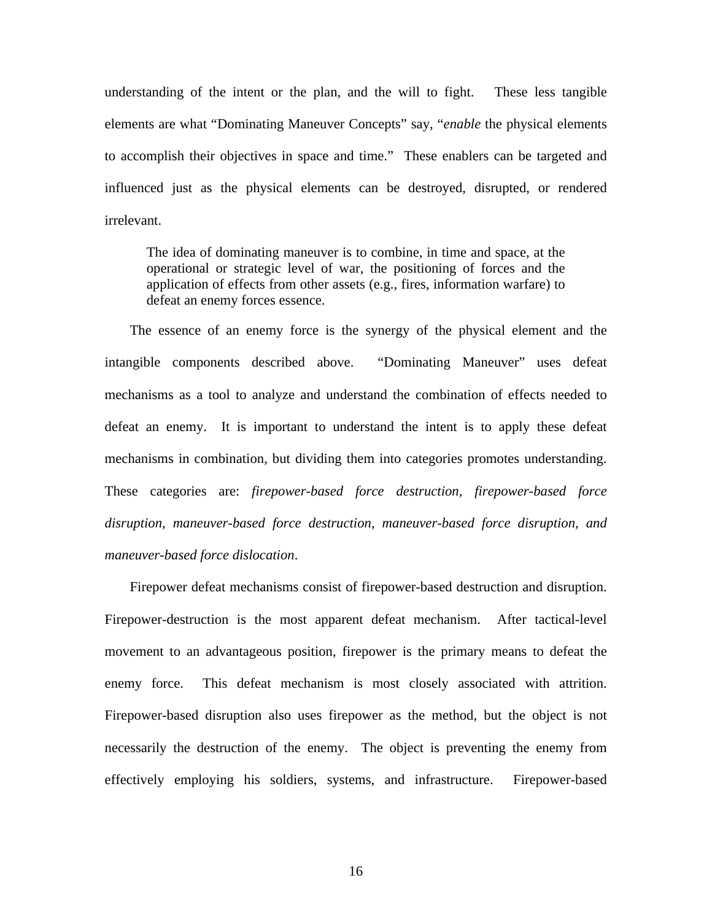understanding of the intent or the plan, and the will to fight. These less tangible elements are what "Dominating Maneuver Concepts" say, "*enable* the physical elements to accomplish their objectives in space and time." These enablers can be targeted and influenced just as the physical elements can be destroyed, disrupted, or rendered irrelevant.

> The idea of dominating maneuver is to combine, in time and space, at the operational or strategic level of war, the positioning of forces and the application of effects from other assets (e.g., fires, information warfare) to defeat an enemy forces essence.

The essence of an enemy force is the synergy of the physical element and the intangible components described above. "Dominating Maneuver" uses defeat mechanisms as a tool to analyze and understand the combination of effects needed to defeat an enemy. It is important to understand the intent is to apply these defeat mechanisms in combination, but dividing them into categories promotes understanding. These categories are: *firepower-based force destruction, firepower-based force disruption, maneuver-based force destruction, maneuver-based force disruption, and maneuver-based force dislocation*.

Firepower defeat mechanisms consist of firepower-based destruction and disruption. Firepower-destruction is the most apparent defeat mechanism. After tactical-level movement to an advantageous position, firepower is the primary means to defeat the enemy force. This defeat mechanism is most closely associated with attrition. Firepower-based disruption also uses firepower as the method, but the object is not necessarily the destruction of the enemy. The object is preventing the enemy from effectively employing his soldiers, systems, and infrastructure. Firepower-based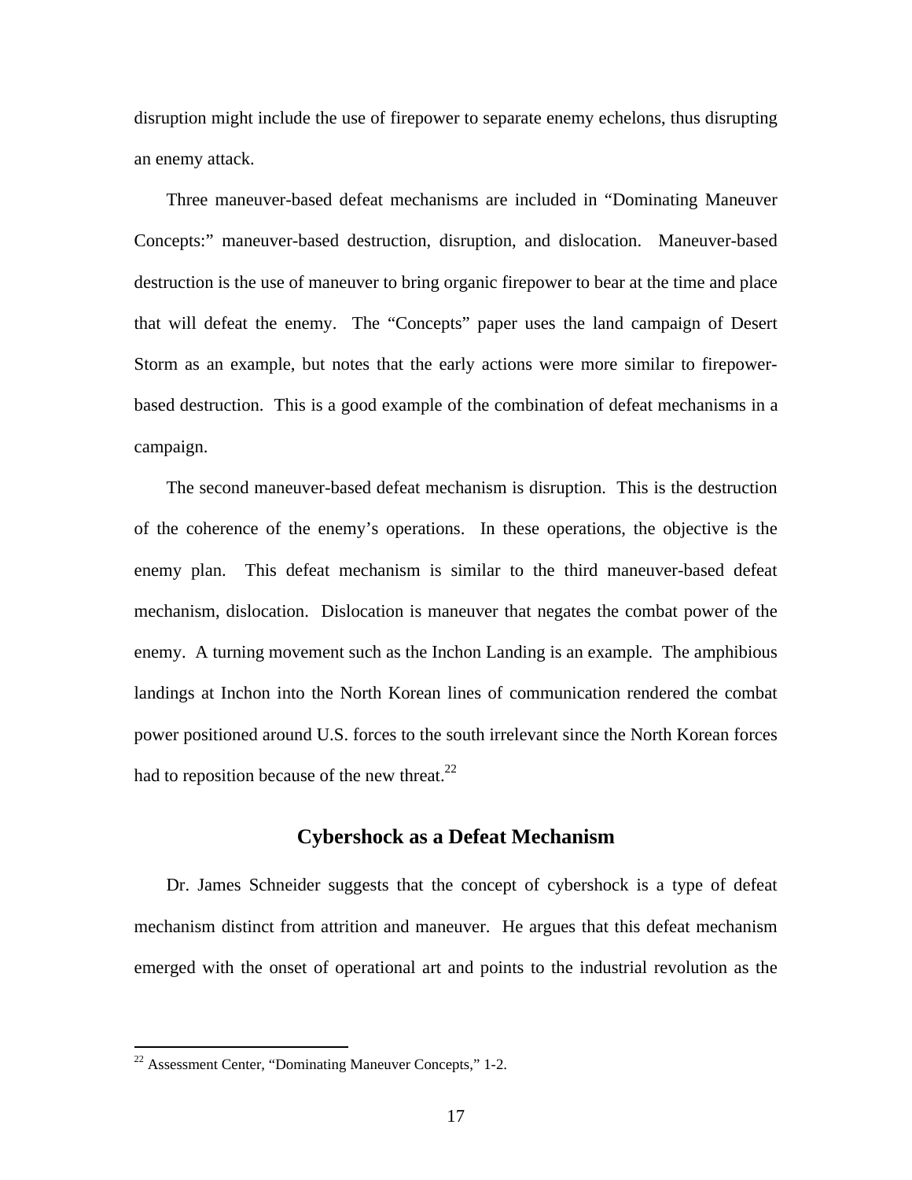disruption might include the use of firepower to separate enemy echelons, thus disrupting an enemy attack.

Three maneuver-based defeat mechanisms are included in "Dominating Maneuver Concepts:" maneuver-based destruction, disruption, and dislocation. Maneuver-based destruction is the use of maneuver to bring organic firepower to bear at the time and place that will defeat the enemy. The "Concepts" paper uses the land campaign of Desert Storm as an example, but notes that the early actions were more similar to firepower-based destruction. This is a good example of the combination of defeat mechanisms in a campaign.

The second maneuver-based defeat mechanism is disruption. This is the destruction of the coherence of the enemy's operations. In these operations, the objective is the enemy plan. This defeat mechanism is similar to the third maneuver-based defeat mechanism, dislocation. Dislocation is maneuver that negates the combat power of the enemy. A turning movement such as the Inchon Landing is an example. The amphibious landings at Inchon into the North Korean lines of communication rendered the combat power positioned around U.S. forces to the south irrelevant since the North Korean forces had to reposition because of the new threat.[22]

## Cybershock as a Defeat Mechanism

Dr. James Schneider suggests that the concept of cybershock is a type of defeat mechanism distinct from attrition and maneuver. He argues that this defeat mechanism emerged with the onset of operational art and points to the industrial revolution as the

---

[22] Assessment Center, "Dominating Maneuver Concepts," 1-2.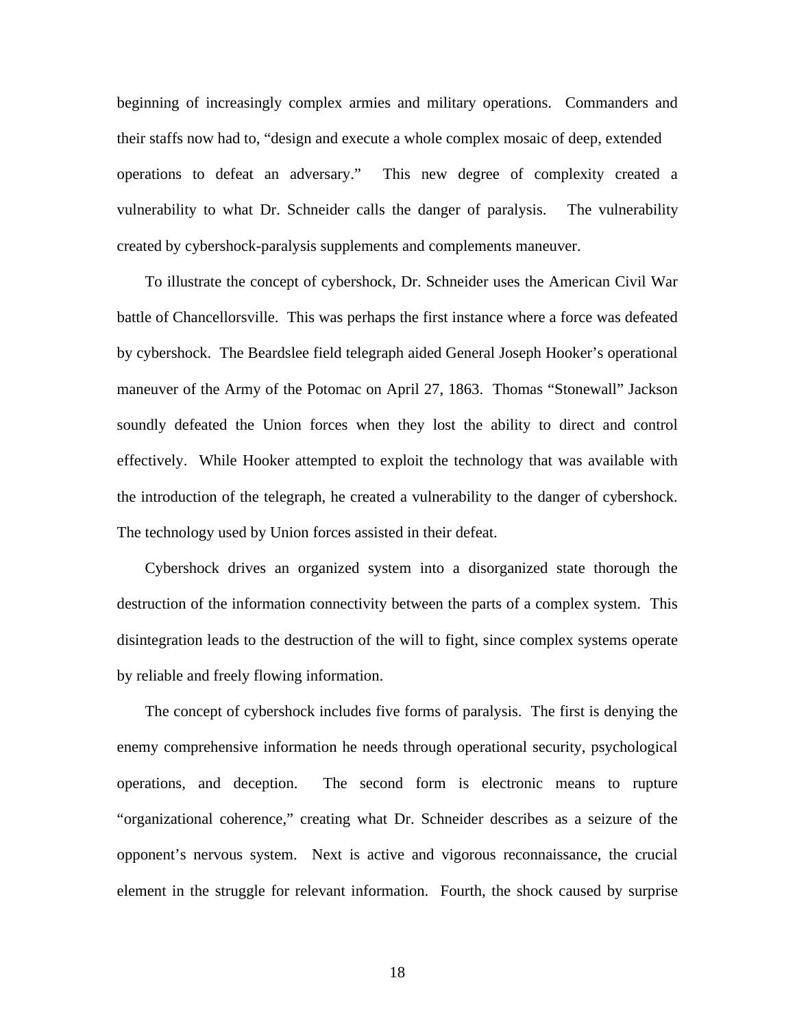beginning of increasingly complex armies and military operations. Commanders and their staffs now had to, "design and execute a whole complex mosaic of deep, extended operations to defeat an adversary." This new degree of complexity created a vulnerability to what Dr. Schneider calls the danger of paralysis. The vulnerability created by cybershock-paralysis supplements and complements maneuver.

To illustrate the concept of cybershock, Dr. Schneider uses the American Civil War battle of Chancellorsville. This was perhaps the first instance where a force was defeated by cybershock. The Beardslee field telegraph aided General Joseph Hooker's operational maneuver of the Army of the Potomac on April 27, 1863. Thomas "Stonewall" Jackson soundly defeated the Union forces when they lost the ability to direct and control effectively. While Hooker attempted to exploit the technology that was available with the introduction of the telegraph, he created a vulnerability to the danger of cybershock. The technology used by Union forces assisted in their defeat.

Cybershock drives an organized system into a disorganized state thorough the destruction of the information connectivity between the parts of a complex system. This disintegration leads to the destruction of the will to fight, since complex systems operate by reliable and freely flowing information.

The concept of cybershock includes five forms of paralysis. The first is denying the enemy comprehensive information he needs through operational security, psychological operations, and deception. The second form is electronic means to rupture "organizational coherence," creating what Dr. Schneider describes as a seizure of the opponent's nervous system. Next is active and vigorous reconnaissance, the crucial element in the struggle for relevant information. Fourth, the shock caused by surprise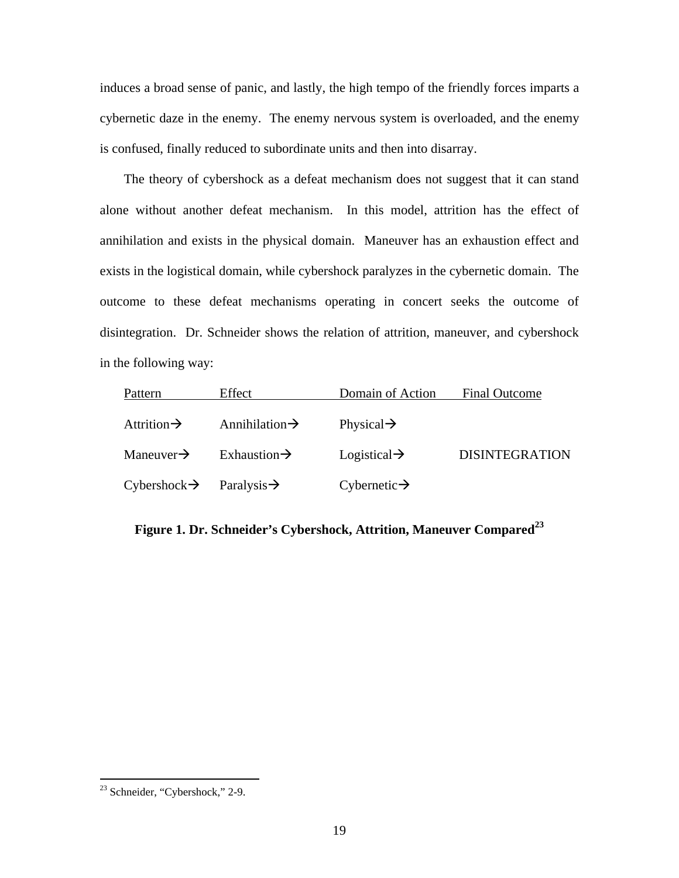induces a broad sense of panic, and lastly, the high tempo of the friendly forces imparts a cybernetic daze in the enemy. The enemy nervous system is overloaded, and the enemy is confused, finally reduced to subordinate units and then into disarray.

The theory of cybershock as a defeat mechanism does not suggest that it can stand alone without another defeat mechanism. In this model, attrition has the effect of annihilation and exists in the physical domain. Maneuver has an exhaustion effect and exists in the logistical domain, while cybershock paralyzes in the cybernetic domain. The outcome to these defeat mechanisms operating in concert seeks the outcome of disintegration. Dr. Schneider shows the relation of attrition, maneuver, and cybershock in the following way:

| Pattern | Effect | Domain of Action | Final Outcome |
|---|---|---|---|
| Attrition→ | Annihilation→ | Physical→ | |
| Maneuver→ | Exhaustion→ | Logistical→ | DISINTEGRATION |
| Cybershock→ | Paralysis→ | Cybernetic→ | |

**Figure 1. Dr. Schneider's Cybershock, Attrition, Maneuver Compared[23]**

[23] Schneider, "Cybershock," 2-9.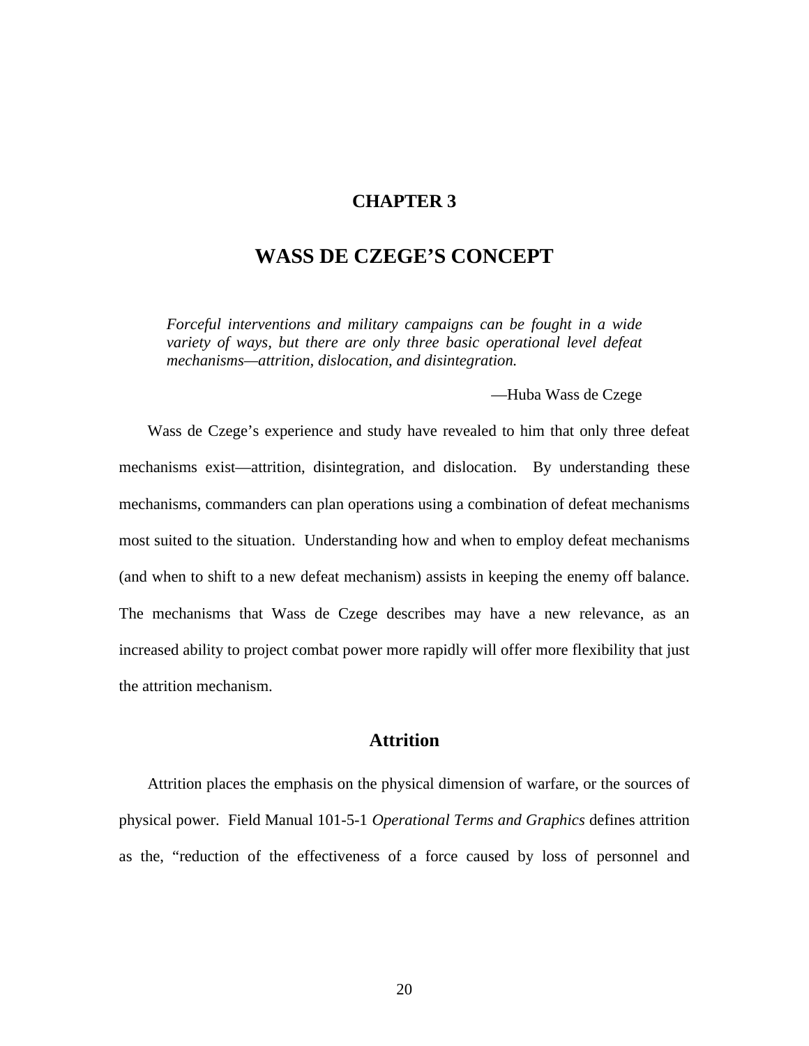# CHAPTER 3

# WASS DE CZEGE'S CONCEPT

> *Forceful interventions and military campaigns can be fought in a wide variety of ways, but there are only three basic operational level defeat mechanisms—attrition, dislocation, and disintegration.*
>
> —Huba Wass de Czege

Wass de Czege's experience and study have revealed to him that only three defeat mechanisms exist—attrition, disintegration, and dislocation. By understanding these mechanisms, commanders can plan operations using a combination of defeat mechanisms most suited to the situation. Understanding how and when to employ defeat mechanisms (and when to shift to a new defeat mechanism) assists in keeping the enemy off balance. The mechanisms that Wass de Czege describes may have a new relevance, as an increased ability to project combat power more rapidly will offer more flexibility that just the attrition mechanism.

## Attrition

Attrition places the emphasis on the physical dimension of warfare, or the sources of physical power. Field Manual 101-5-1 *Operational Terms and Graphics* defines attrition as the, "reduction of the effectiveness of a force caused by loss of personnel and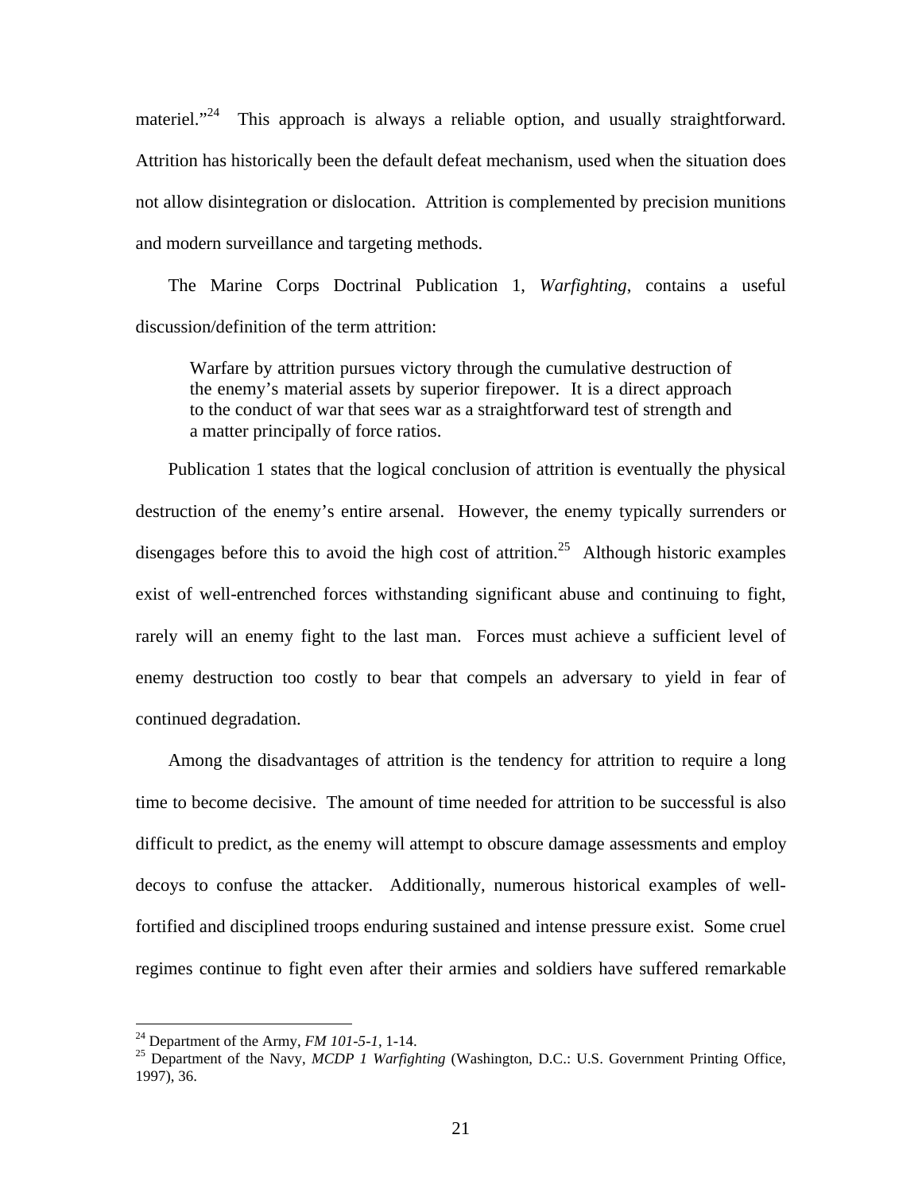materiel."[24] This approach is always a reliable option, and usually straightforward. Attrition has historically been the default defeat mechanism, used when the situation does not allow disintegration or dislocation. Attrition is complemented by precision munitions and modern surveillance and targeting methods.

The Marine Corps Doctrinal Publication 1, *Warfighting*, contains a useful discussion/definition of the term attrition:

> Warfare by attrition pursues victory through the cumulative destruction of the enemy's material assets by superior firepower. It is a direct approach to the conduct of war that sees war as a straightforward test of strength and a matter principally of force ratios.

Publication 1 states that the logical conclusion of attrition is eventually the physical destruction of the enemy's entire arsenal. However, the enemy typically surrenders or disengages before this to avoid the high cost of attrition.[25] Although historic examples exist of well-entrenched forces withstanding significant abuse and continuing to fight, rarely will an enemy fight to the last man. Forces must achieve a sufficient level of enemy destruction too costly to bear that compels an adversary to yield in fear of continued degradation.

Among the disadvantages of attrition is the tendency for attrition to require a long time to become decisive. The amount of time needed for attrition to be successful is also difficult to predict, as the enemy will attempt to obscure damage assessments and employ decoys to confuse the attacker. Additionally, numerous historical examples of well-fortified and disciplined troops enduring sustained and intense pressure exist. Some cruel regimes continue to fight even after their armies and soldiers have suffered remarkable

---

[24] Department of the Army, *FM 101-5-1*, 1-14.

[25] Department of the Navy, *MCDP 1 Warfighting* (Washington, D.C.: U.S. Government Printing Office, 1997), 36.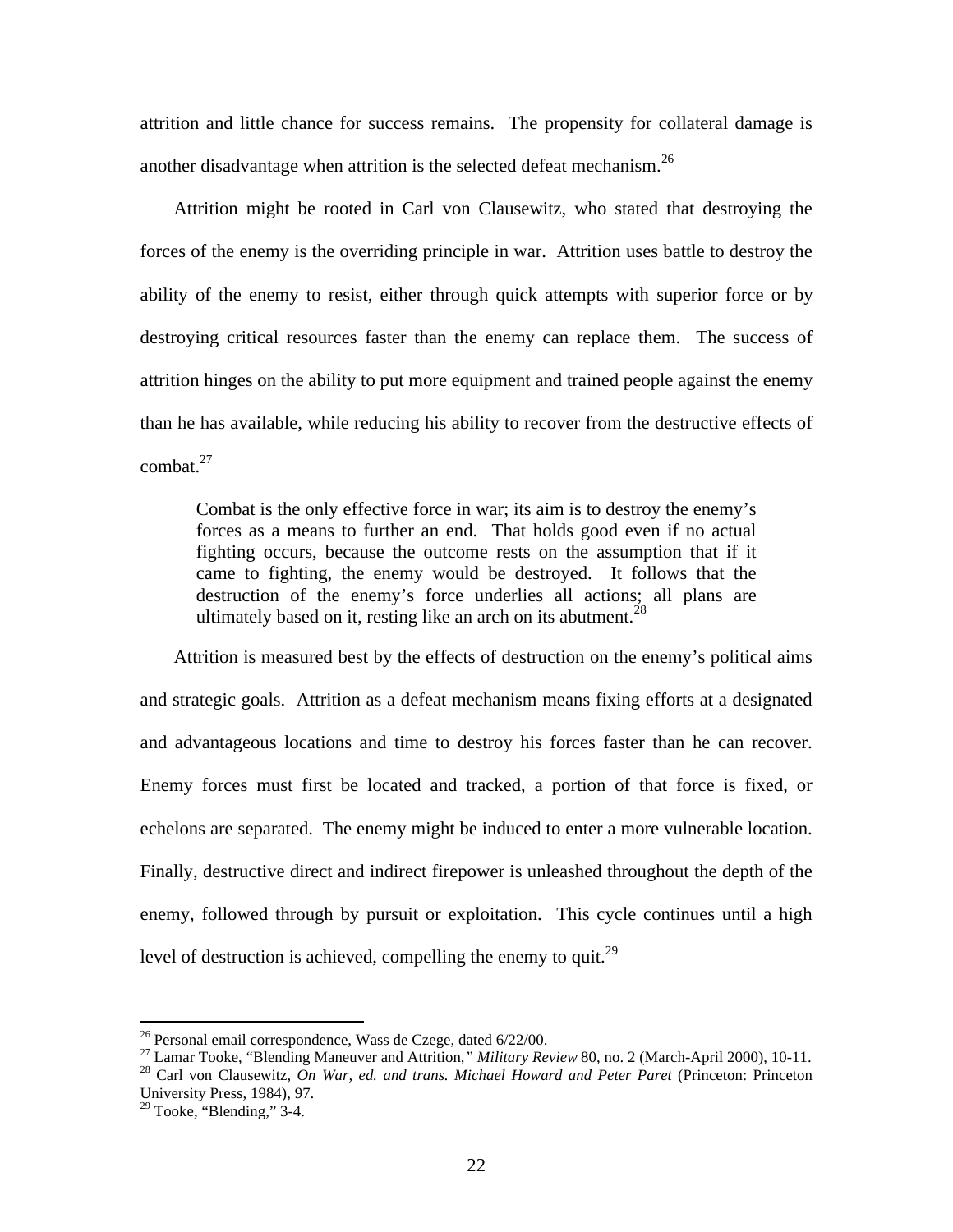attrition and little chance for success remains. The propensity for collateral damage is another disadvantage when attrition is the selected defeat mechanism.[26]

Attrition might be rooted in Carl von Clausewitz, who stated that destroying the forces of the enemy is the overriding principle in war. Attrition uses battle to destroy the ability of the enemy to resist, either through quick attempts with superior force or by destroying critical resources faster than the enemy can replace them. The success of attrition hinges on the ability to put more equipment and trained people against the enemy than he has available, while reducing his ability to recover from the destructive effects of combat.[27]

> Combat is the only effective force in war; its aim is to destroy the enemy's forces as a means to further an end. That holds good even if no actual fighting occurs, because the outcome rests on the assumption that if it came to fighting, the enemy would be destroyed. It follows that the destruction of the enemy's force underlies all actions; all plans are ultimately based on it, resting like an arch on its abutment.[28]

Attrition is measured best by the effects of destruction on the enemy's political aims and strategic goals. Attrition as a defeat mechanism means fixing efforts at a designated and advantageous locations and time to destroy his forces faster than he can recover. Enemy forces must first be located and tracked, a portion of that force is fixed, or echelons are separated. The enemy might be induced to enter a more vulnerable location. Finally, destructive direct and indirect firepower is unleashed throughout the depth of the enemy, followed through by pursuit or exploitation. This cycle continues until a high level of destruction is achieved, compelling the enemy to quit.[29]

---

[26] Personal email correspondence, Wass de Czege, dated 6/22/00.

[27] Lamar Tooke, "Blending Maneuver and Attrition," *Military Review* 80, no. 2 (March-April 2000), 10-11.

[28] Carl von Clausewitz, *On War, ed. and trans. Michael Howard and Peter Paret* (Princeton: Princeton University Press, 1984), 97.

[29] Tooke, "Blending," 3-4.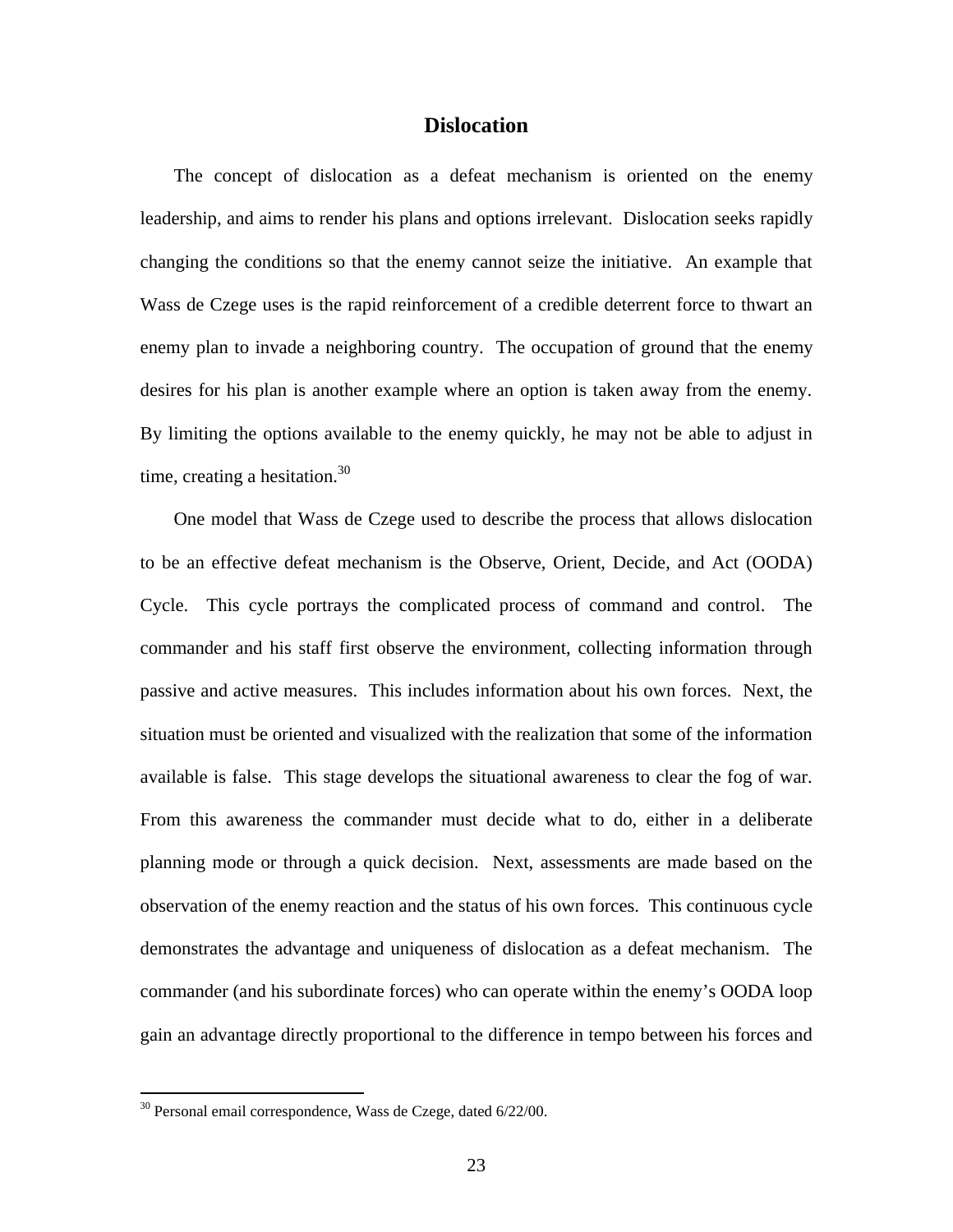## Dislocation

The concept of dislocation as a defeat mechanism is oriented on the enemy leadership, and aims to render his plans and options irrelevant. Dislocation seeks rapidly changing the conditions so that the enemy cannot seize the initiative. An example that Wass de Czege uses is the rapid reinforcement of a credible deterrent force to thwart an enemy plan to invade a neighboring country. The occupation of ground that the enemy desires for his plan is another example where an option is taken away from the enemy. By limiting the options available to the enemy quickly, he may not be able to adjust in time, creating a hesitation.[30]

One model that Wass de Czege used to describe the process that allows dislocation to be an effective defeat mechanism is the Observe, Orient, Decide, and Act (OODA) Cycle. This cycle portrays the complicated process of command and control. The commander and his staff first observe the environment, collecting information through passive and active measures. This includes information about his own forces. Next, the situation must be oriented and visualized with the realization that some of the information available is false. This stage develops the situational awareness to clear the fog of war. From this awareness the commander must decide what to do, either in a deliberate planning mode or through a quick decision. Next, assessments are made based on the observation of the enemy reaction and the status of his own forces. This continuous cycle demonstrates the advantage and uniqueness of dislocation as a defeat mechanism. The commander (and his subordinate forces) who can operate within the enemy's OODA loop gain an advantage directly proportional to the difference in tempo between his forces and

---

[30] Personal email correspondence, Wass de Czege, dated 6/22/00.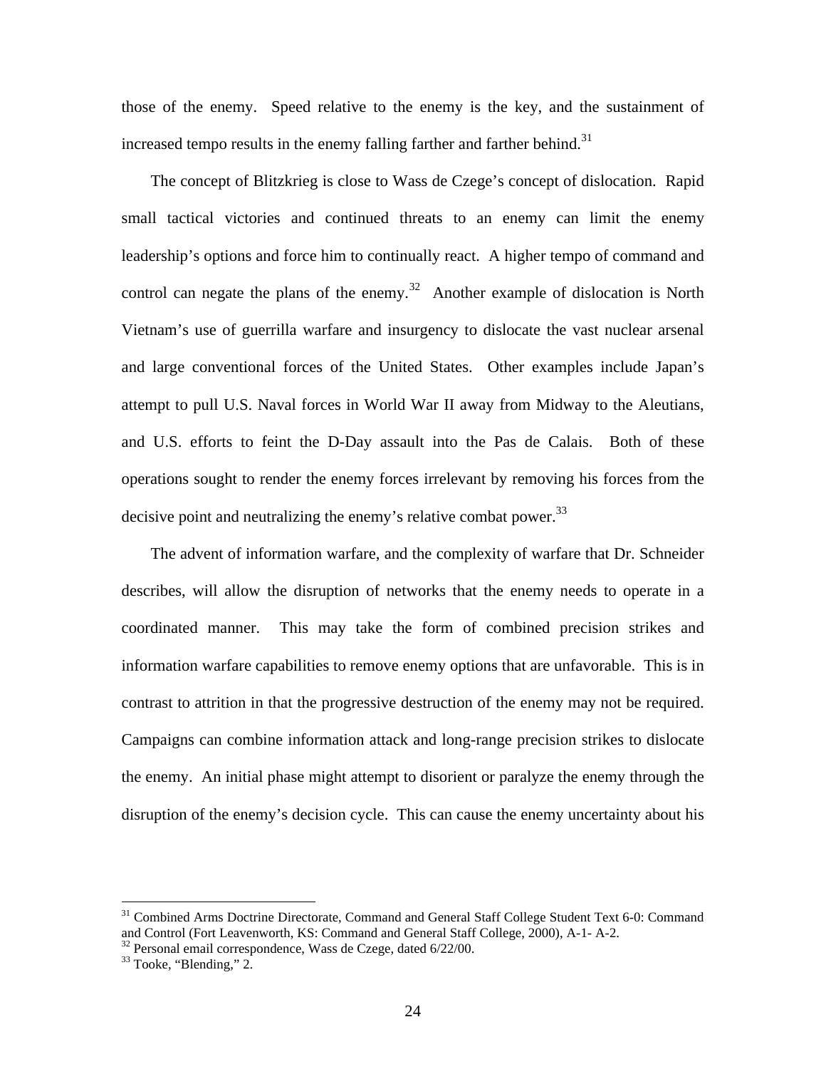those of the enemy. Speed relative to the enemy is the key, and the sustainment of increased tempo results in the enemy falling farther and farther behind.[31]

The concept of Blitzkrieg is close to Wass de Czege's concept of dislocation. Rapid small tactical victories and continued threats to an enemy can limit the enemy leadership's options and force him to continually react. A higher tempo of command and control can negate the plans of the enemy.[32] Another example of dislocation is North Vietnam's use of guerrilla warfare and insurgency to dislocate the vast nuclear arsenal and large conventional forces of the United States. Other examples include Japan's attempt to pull U.S. Naval forces in World War II away from Midway to the Aleutians, and U.S. efforts to feint the D-Day assault into the Pas de Calais. Both of these operations sought to render the enemy forces irrelevant by removing his forces from the decisive point and neutralizing the enemy's relative combat power.[33]

The advent of information warfare, and the complexity of warfare that Dr. Schneider describes, will allow the disruption of networks that the enemy needs to operate in a coordinated manner. This may take the form of combined precision strikes and information warfare capabilities to remove enemy options that are unfavorable. This is in contrast to attrition in that the progressive destruction of the enemy may not be required. Campaigns can combine information attack and long-range precision strikes to dislocate the enemy. An initial phase might attempt to disorient or paralyze the enemy through the disruption of the enemy's decision cycle. This can cause the enemy uncertainty about his

---

[31] Combined Arms Doctrine Directorate, Command and General Staff College Student Text 6-0: Command and Control (Fort Leavenworth, KS: Command and General Staff College, 2000), A-1- A-2.

[32] Personal email correspondence, Wass de Czege, dated 6/22/00.

[33] Tooke, "Blending," 2.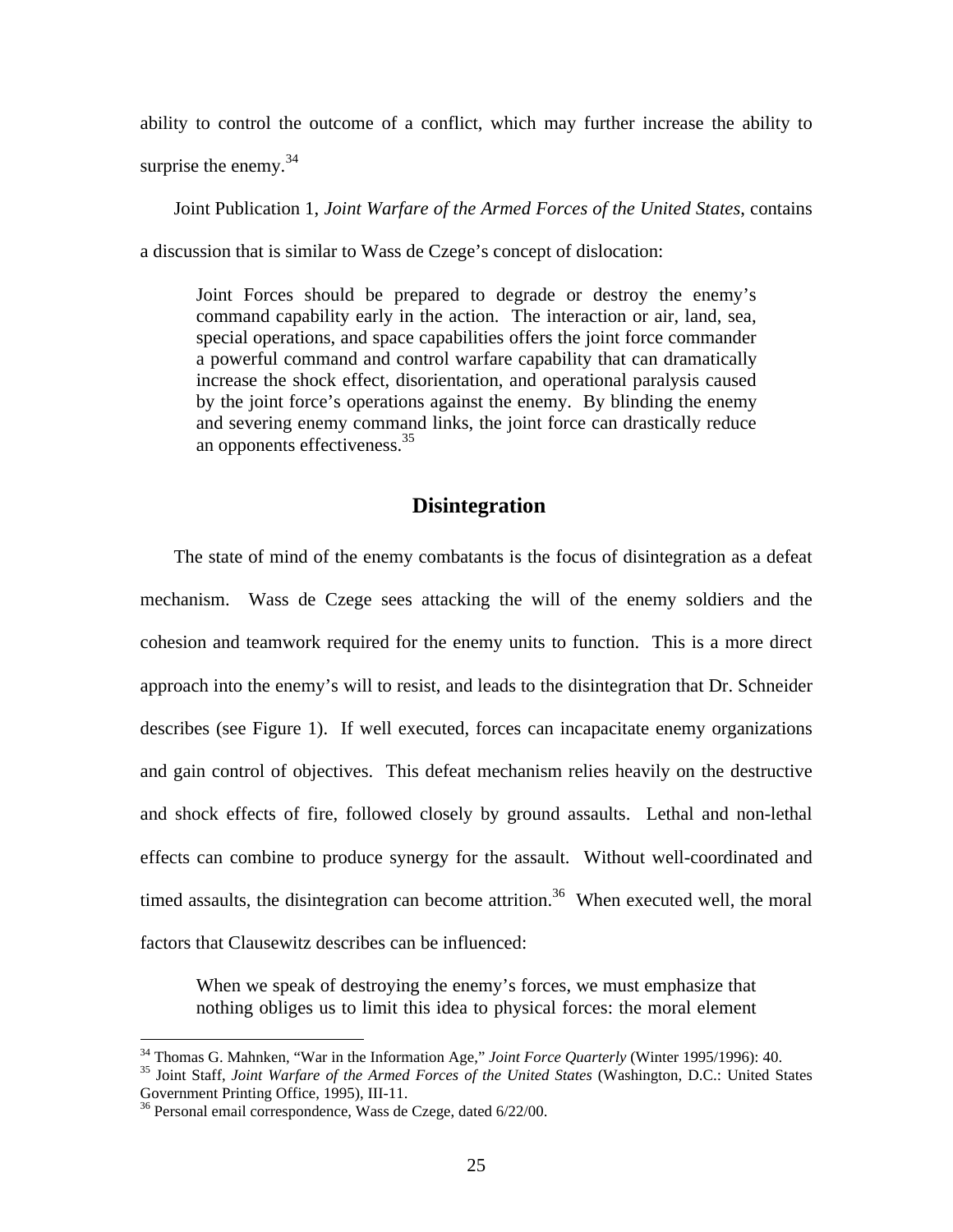ability to control the outcome of a conflict, which may further increase the ability to surprise the enemy.[34]

Joint Publication 1, *Joint Warfare of the Armed Forces of the United States*, contains a discussion that is similar to Wass de Czege's concept of dislocation:

> Joint Forces should be prepared to degrade or destroy the enemy's command capability early in the action. The interaction or air, land, sea, special operations, and space capabilities offers the joint force commander a powerful command and control warfare capability that can dramatically increase the shock effect, disorientation, and operational paralysis caused by the joint force's operations against the enemy. By blinding the enemy and severing enemy command links, the joint force can drastically reduce an opponents effectiveness.[35]

## Disintegration

The state of mind of the enemy combatants is the focus of disintegration as a defeat mechanism. Wass de Czege sees attacking the will of the enemy soldiers and the cohesion and teamwork required for the enemy units to function. This is a more direct approach into the enemy's will to resist, and leads to the disintegration that Dr. Schneider describes (see Figure 1). If well executed, forces can incapacitate enemy organizations and gain control of objectives. This defeat mechanism relies heavily on the destructive and shock effects of fire, followed closely by ground assaults. Lethal and non-lethal effects can combine to produce synergy for the assault. Without well-coordinated and timed assaults, the disintegration can become attrition.[36] When executed well, the moral factors that Clausewitz describes can be influenced:

> When we speak of destroying the enemy's forces, we must emphasize that nothing obliges us to limit this idea to physical forces: the moral element

---

[34] Thomas G. Mahnken, "War in the Information Age," *Joint Force Quarterly* (Winter 1995/1996): 40.

[35] Joint Staff, *Joint Warfare of the Armed Forces of the United States* (Washington, D.C.: United States Government Printing Office, 1995), III-11.

[36] Personal email correspondence, Wass de Czege, dated 6/22/00.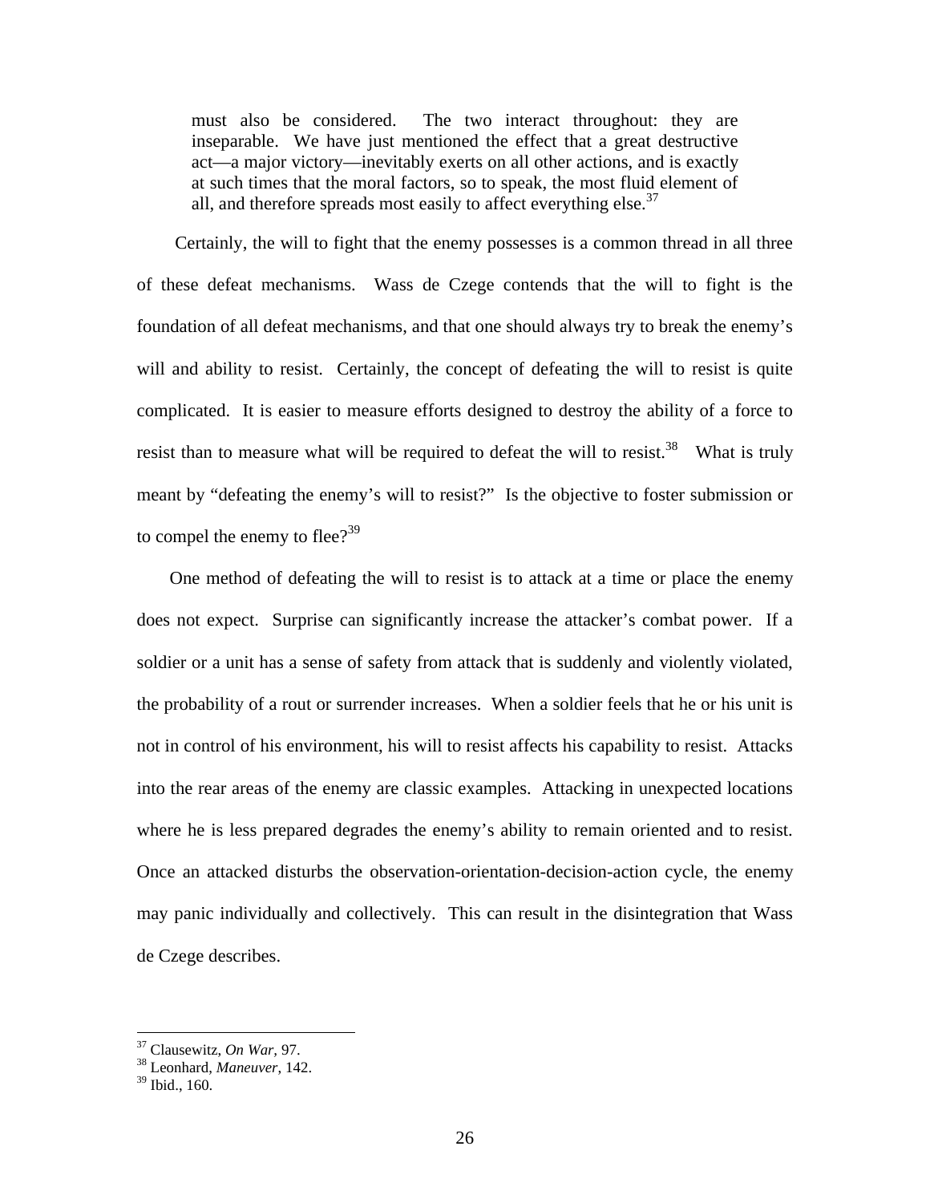> must also be considered. The two interact throughout: they are inseparable. We have just mentioned the effect that a great destructive act—a major victory—inevitably exerts on all other actions, and is exactly at such times that the moral factors, so to speak, the most fluid element of all, and therefore spreads most easily to affect everything else.[37]

Certainly, the will to fight that the enemy possesses is a common thread in all three of these defeat mechanisms. Wass de Czege contends that the will to fight is the foundation of all defeat mechanisms, and that one should always try to break the enemy's will and ability to resist. Certainly, the concept of defeating the will to resist is quite complicated. It is easier to measure efforts designed to destroy the ability of a force to resist than to measure what will be required to defeat the will to resist.[38] What is truly meant by "defeating the enemy's will to resist?" Is the objective to foster submission or to compel the enemy to flee?[39]

One method of defeating the will to resist is to attack at a time or place the enemy does not expect. Surprise can significantly increase the attacker's combat power. If a soldier or a unit has a sense of safety from attack that is suddenly and violently violated, the probability of a rout or surrender increases. When a soldier feels that he or his unit is not in control of his environment, his will to resist affects his capability to resist. Attacks into the rear areas of the enemy are classic examples. Attacking in unexpected locations where he is less prepared degrades the enemy's ability to remain oriented and to resist. Once an attacked disturbs the observation-orientation-decision-action cycle, the enemy may panic individually and collectively. This can result in the disintegration that Wass de Czege describes.

---

[37] Clausewitz, *On War*, 97.

[38] Leonhard, *Maneuver*, 142.

[39] Ibid., 160.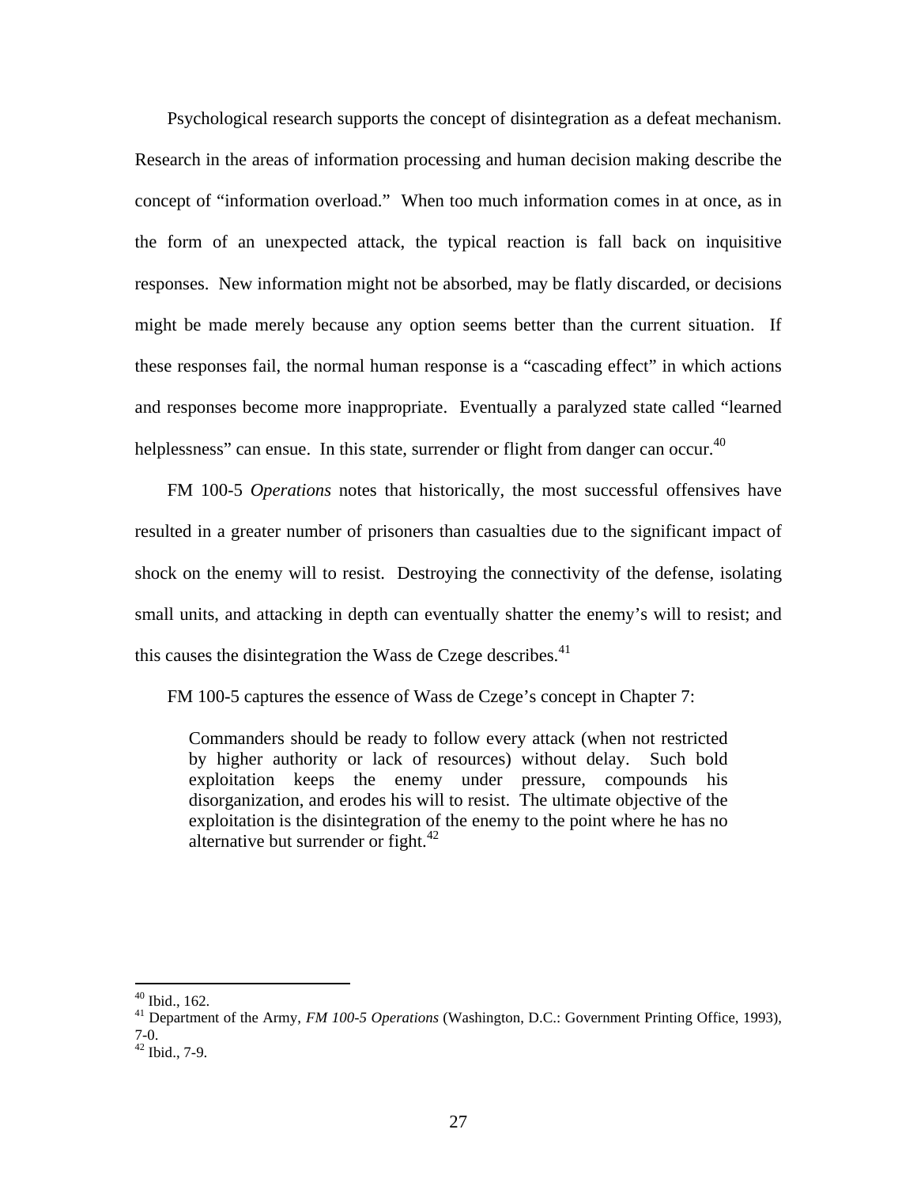Psychological research supports the concept of disintegration as a defeat mechanism. Research in the areas of information processing and human decision making describe the concept of "information overload." When too much information comes in at once, as in the form of an unexpected attack, the typical reaction is fall back on inquisitive responses. New information might not be absorbed, may be flatly discarded, or decisions might be made merely because any option seems better than the current situation. If these responses fail, the normal human response is a "cascading effect" in which actions and responses become more inappropriate. Eventually a paralyzed state called "learned helplessness" can ensue. In this state, surrender or flight from danger can occur.[40]

FM 100-5 *Operations* notes that historically, the most successful offensives have resulted in a greater number of prisoners than casualties due to the significant impact of shock on the enemy will to resist. Destroying the connectivity of the defense, isolating small units, and attacking in depth can eventually shatter the enemy's will to resist; and this causes the disintegration the Wass de Czege describes.[41]

FM 100-5 captures the essence of Wass de Czege's concept in Chapter 7:

> Commanders should be ready to follow every attack (when not restricted by higher authority or lack of resources) without delay. Such bold exploitation keeps the enemy under pressure, compounds his disorganization, and erodes his will to resist. The ultimate objective of the exploitation is the disintegration of the enemy to the point where he has no alternative but surrender or fight.[42]

---

[40] Ibid., 162.

[41] Department of the Army, *FM 100-5 Operations* (Washington, D.C.: Government Printing Office, 1993), 7-0.

[42] Ibid., 7-9.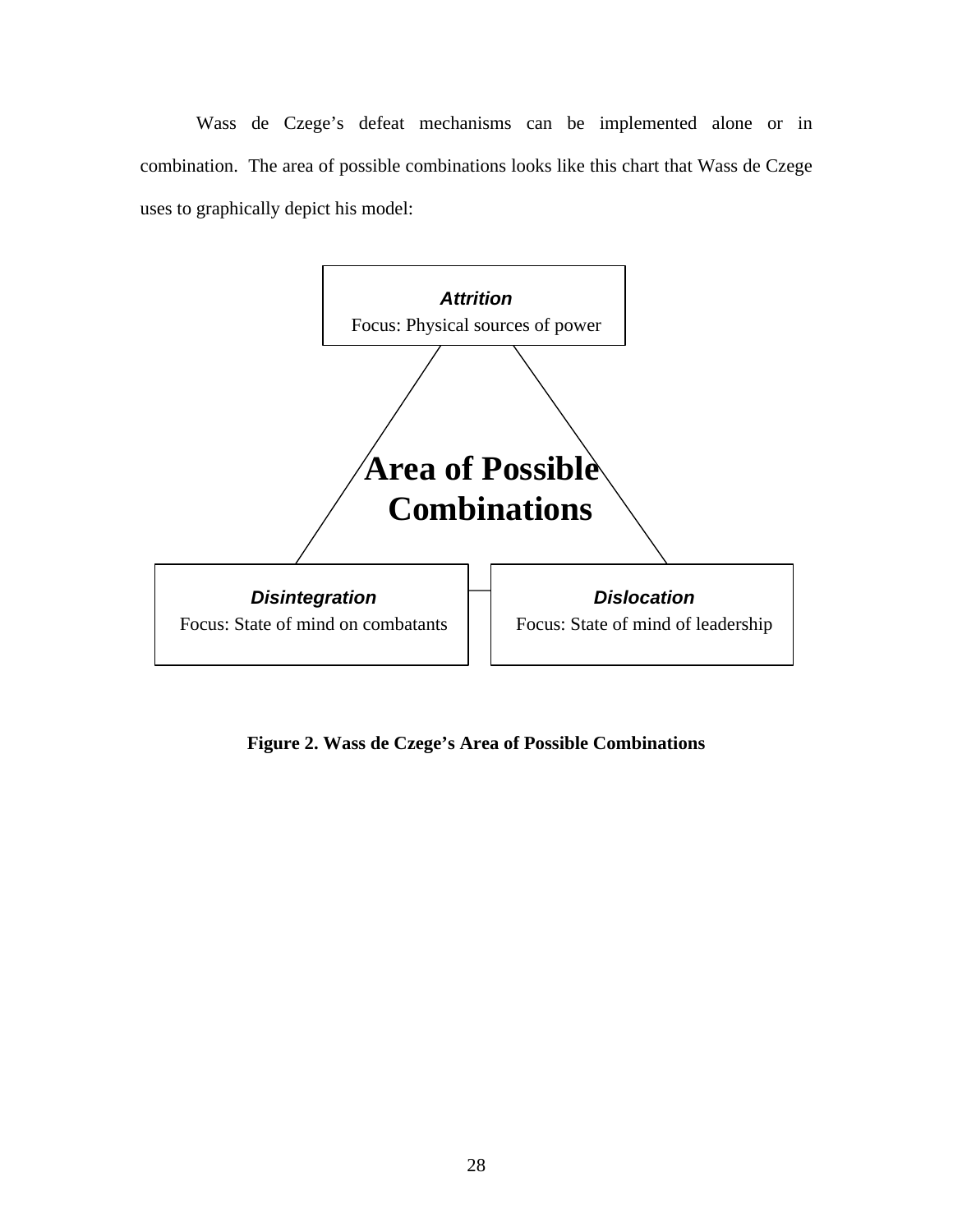Wass de Czege's defeat mechanisms can be implemented alone or in combination. The area of possible combinations looks like this chart that Wass de Czege uses to graphically depict his model:

***Attrition***
Focus: Physical sources of power

**Area of Possible Combinations**

***Disintegration***
Focus: State of mind on combatants

***Dislocation***
Focus: State of mind of leadership

**Figure 2. Wass de Czege's Area of Possible Combinations**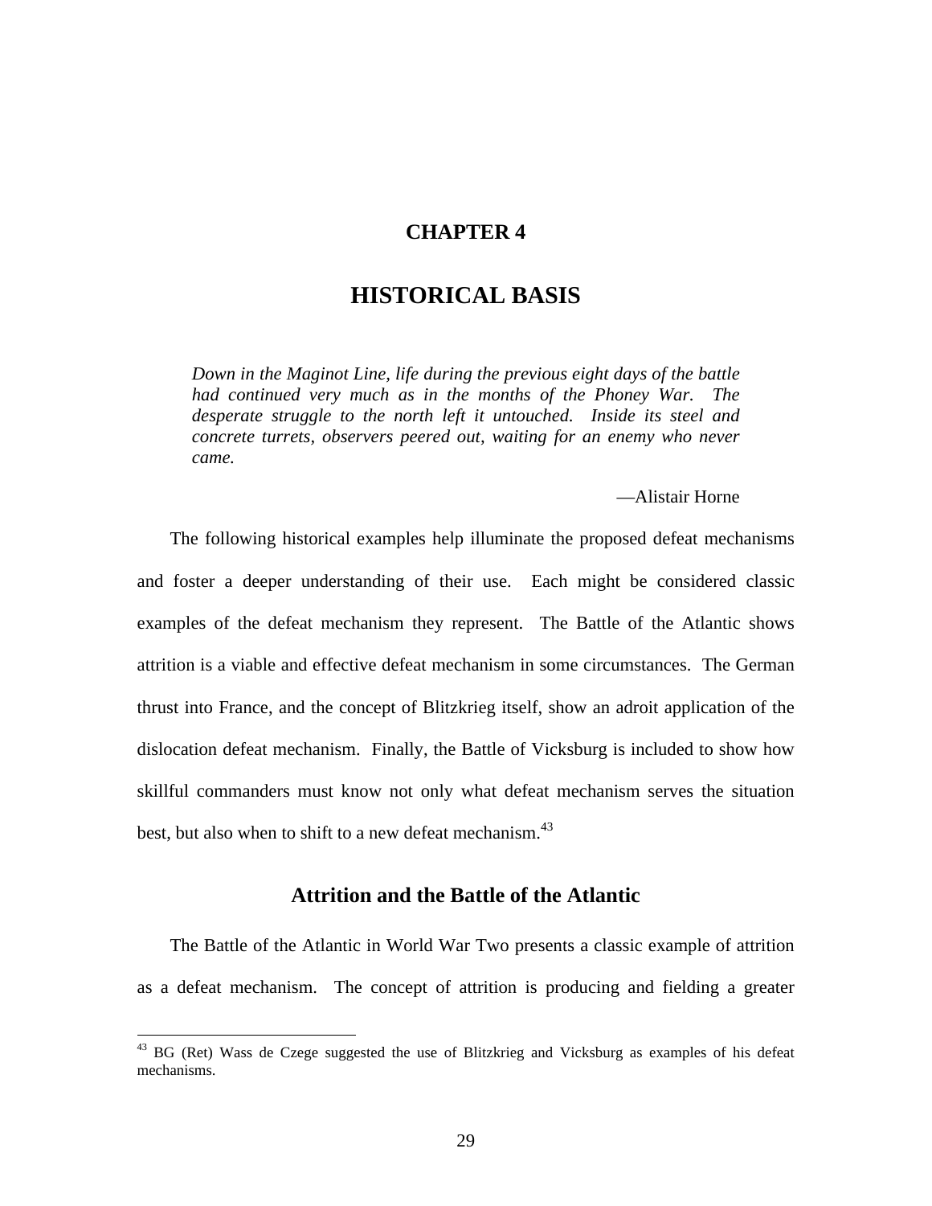# CHAPTER 4

# HISTORICAL BASIS

> *Down in the Maginot Line, life during the previous eight days of the battle had continued very much as in the months of the Phoney War. The desperate struggle to the north left it untouched. Inside its steel and concrete turrets, observers peered out, waiting for an enemy who never came.*
>
> —Alistair Horne

The following historical examples help illuminate the proposed defeat mechanisms and foster a deeper understanding of their use. Each might be considered classic examples of the defeat mechanism they represent. The Battle of the Atlantic shows attrition is a viable and effective defeat mechanism in some circumstances. The German thrust into France, and the concept of Blitzkrieg itself, show an adroit application of the dislocation defeat mechanism. Finally, the Battle of Vicksburg is included to show how skillful commanders must know not only what defeat mechanism serves the situation best, but also when to shift to a new defeat mechanism.[43]

## Attrition and the Battle of the Atlantic

The Battle of the Atlantic in World War Two presents a classic example of attrition as a defeat mechanism. The concept of attrition is producing and fielding a greater

---

[43] BG (Ret) Wass de Czege suggested the use of Blitzkrieg and Vicksburg as examples of his defeat mechanisms.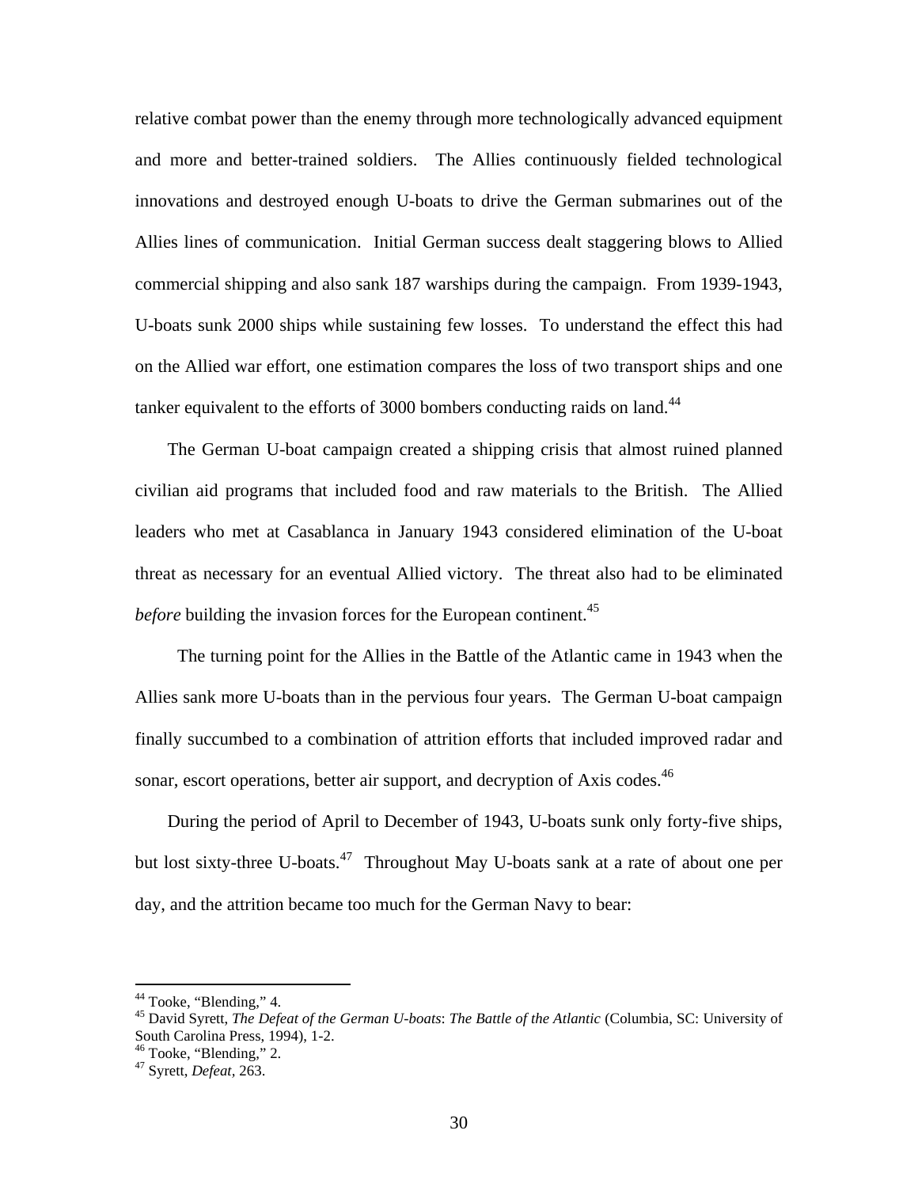relative combat power than the enemy through more technologically advanced equipment and more and better-trained soldiers. The Allies continuously fielded technological innovations and destroyed enough U-boats to drive the German submarines out of the Allies lines of communication. Initial German success dealt staggering blows to Allied commercial shipping and also sank 187 warships during the campaign. From 1939-1943, U-boats sunk 2000 ships while sustaining few losses. To understand the effect this had on the Allied war effort, one estimation compares the loss of two transport ships and one tanker equivalent to the efforts of 3000 bombers conducting raids on land.[44]

The German U-boat campaign created a shipping crisis that almost ruined planned civilian aid programs that included food and raw materials to the British. The Allied leaders who met at Casablanca in January 1943 considered elimination of the U-boat threat as necessary for an eventual Allied victory. The threat also had to be eliminated *before* building the invasion forces for the European continent.[45]

The turning point for the Allies in the Battle of the Atlantic came in 1943 when the Allies sank more U-boats than in the pervious four years. The German U-boat campaign finally succumbed to a combination of attrition efforts that included improved radar and sonar, escort operations, better air support, and decryption of Axis codes.[46]

During the period of April to December of 1943, U-boats sunk only forty-five ships, but lost sixty-three U-boats.[47] Throughout May U-boats sank at a rate of about one per day, and the attrition became too much for the German Navy to bear:

---

[44] Tooke, "Blending," 4.

[45] David Syrett, *The Defeat of the German U-boats*: *The Battle of the Atlantic* (Columbia, SC: University of South Carolina Press, 1994), 1-2.

[46] Tooke, "Blending," 2.

[47] Syrett, *Defeat*, 263.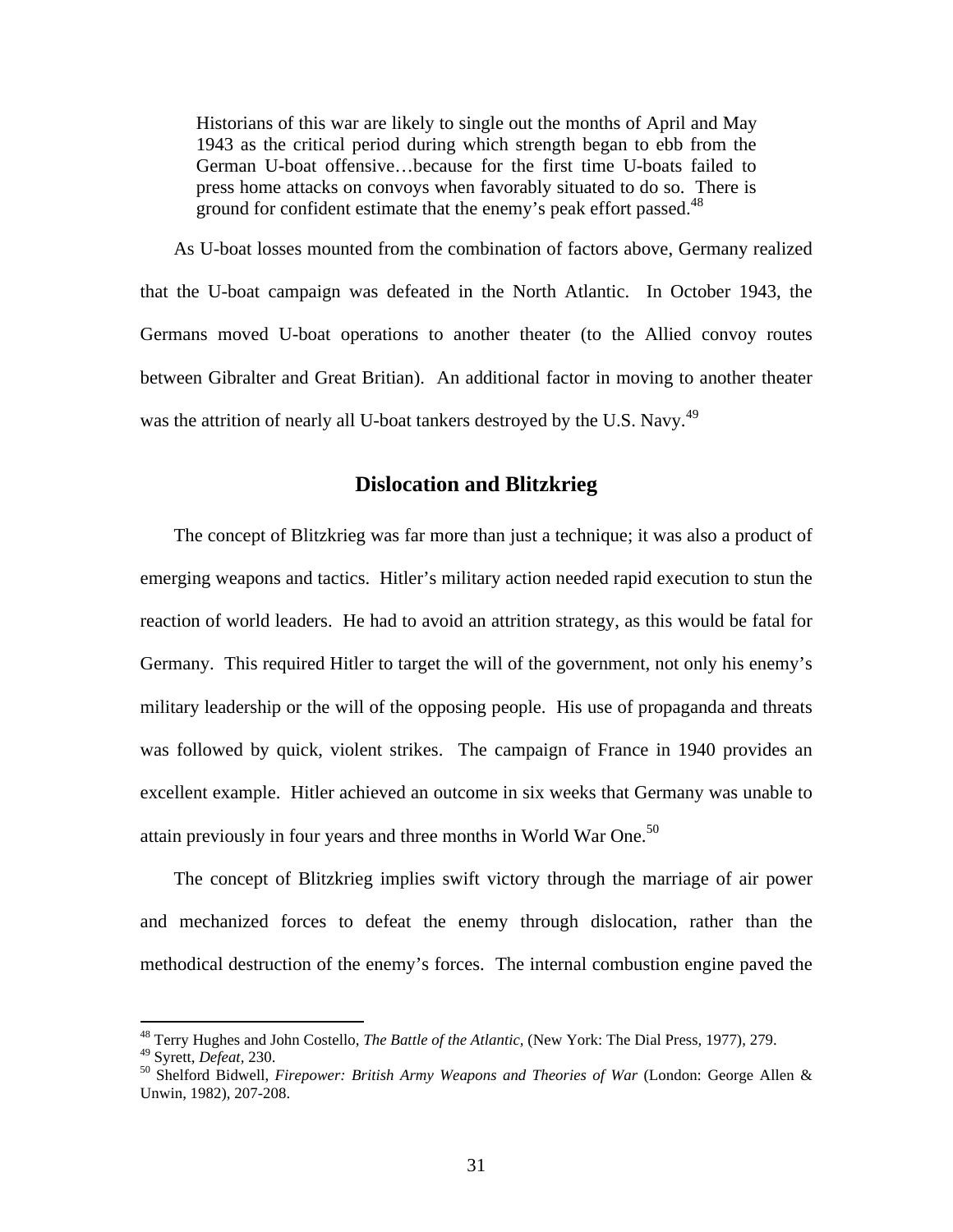> Historians of this war are likely to single out the months of April and May 1943 as the critical period during which strength began to ebb from the German U-boat offensive…because for the first time U-boats failed to press home attacks on convoys when favorably situated to do so. There is ground for confident estimate that the enemy's peak effort passed.[48]

As U-boat losses mounted from the combination of factors above, Germany realized that the U-boat campaign was defeated in the North Atlantic. In October 1943, the Germans moved U-boat operations to another theater (to the Allied convoy routes between Gibralter and Great Britian). An additional factor in moving to another theater was the attrition of nearly all U-boat tankers destroyed by the U.S. Navy.[49]

## Dislocation and Blitzkrieg

The concept of Blitzkrieg was far more than just a technique; it was also a product of emerging weapons and tactics. Hitler's military action needed rapid execution to stun the reaction of world leaders. He had to avoid an attrition strategy, as this would be fatal for Germany. This required Hitler to target the will of the government, not only his enemy's military leadership or the will of the opposing people. His use of propaganda and threats was followed by quick, violent strikes. The campaign of France in 1940 provides an excellent example. Hitler achieved an outcome in six weeks that Germany was unable to attain previously in four years and three months in World War One.[50]

The concept of Blitzkrieg implies swift victory through the marriage of air power and mechanized forces to defeat the enemy through dislocation, rather than the methodical destruction of the enemy's forces. The internal combustion engine paved the

---

[48] Terry Hughes and John Costello, *The Battle of the Atlantic*, (New York: The Dial Press, 1977), 279.
[49] Syrett, *Defeat*, 230.
[50] Shelford Bidwell, *Firepower: British Army Weapons and Theories of War* (London: George Allen & Unwin, 1982), 207-208.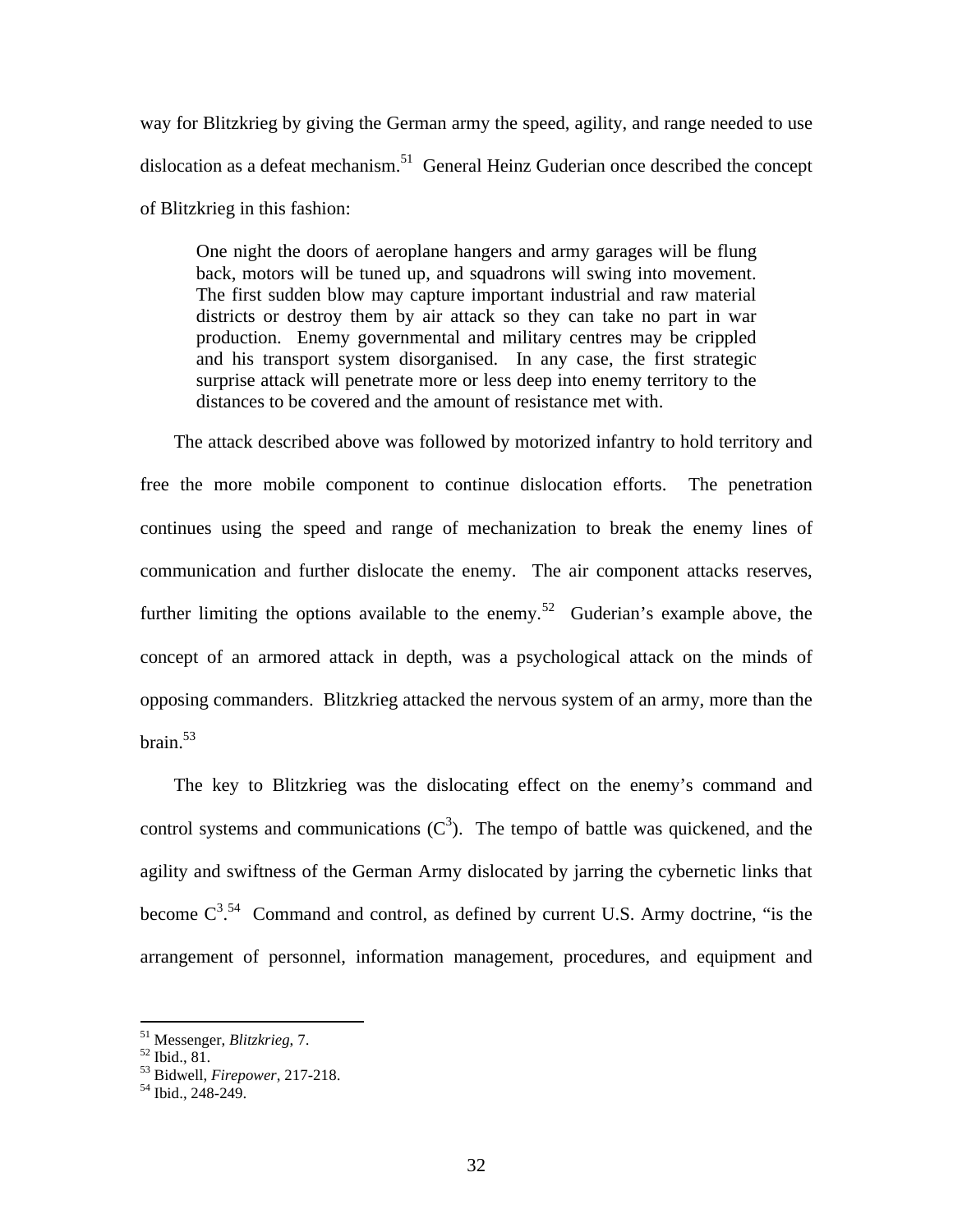way for Blitzkrieg by giving the German army the speed, agility, and range needed to use dislocation as a defeat mechanism.[51] General Heinz Guderian once described the concept of Blitzkrieg in this fashion:

> One night the doors of aeroplane hangers and army garages will be flung back, motors will be tuned up, and squadrons will swing into movement. The first sudden blow may capture important industrial and raw material districts or destroy them by air attack so they can take no part in war production. Enemy governmental and military centres may be crippled and his transport system disorganised. In any case, the first strategic surprise attack will penetrate more or less deep into enemy territory to the distances to be covered and the amount of resistance met with.

The attack described above was followed by motorized infantry to hold territory and free the more mobile component to continue dislocation efforts. The penetration continues using the speed and range of mechanization to break the enemy lines of communication and further dislocate the enemy. The air component attacks reserves, further limiting the options available to the enemy.[52] Guderian's example above, the concept of an armored attack in depth, was a psychological attack on the minds of opposing commanders. Blitzkrieg attacked the nervous system of an army, more than the brain.[53]

The key to Blitzkrieg was the dislocating effect on the enemy's command and control systems and communications ($C^3$). The tempo of battle was quickened, and the agility and swiftness of the German Army dislocated by jarring the cybernetic links that become $C^3$.[54] Command and control, as defined by current U.S. Army doctrine, "is the arrangement of personnel, information management, procedures, and equipment and

---

[51] Messenger, *Blitzkrieg*, 7.
[52] Ibid., 81.
[53] Bidwell, *Firepower*, 217-218.
[54] Ibid., 248-249.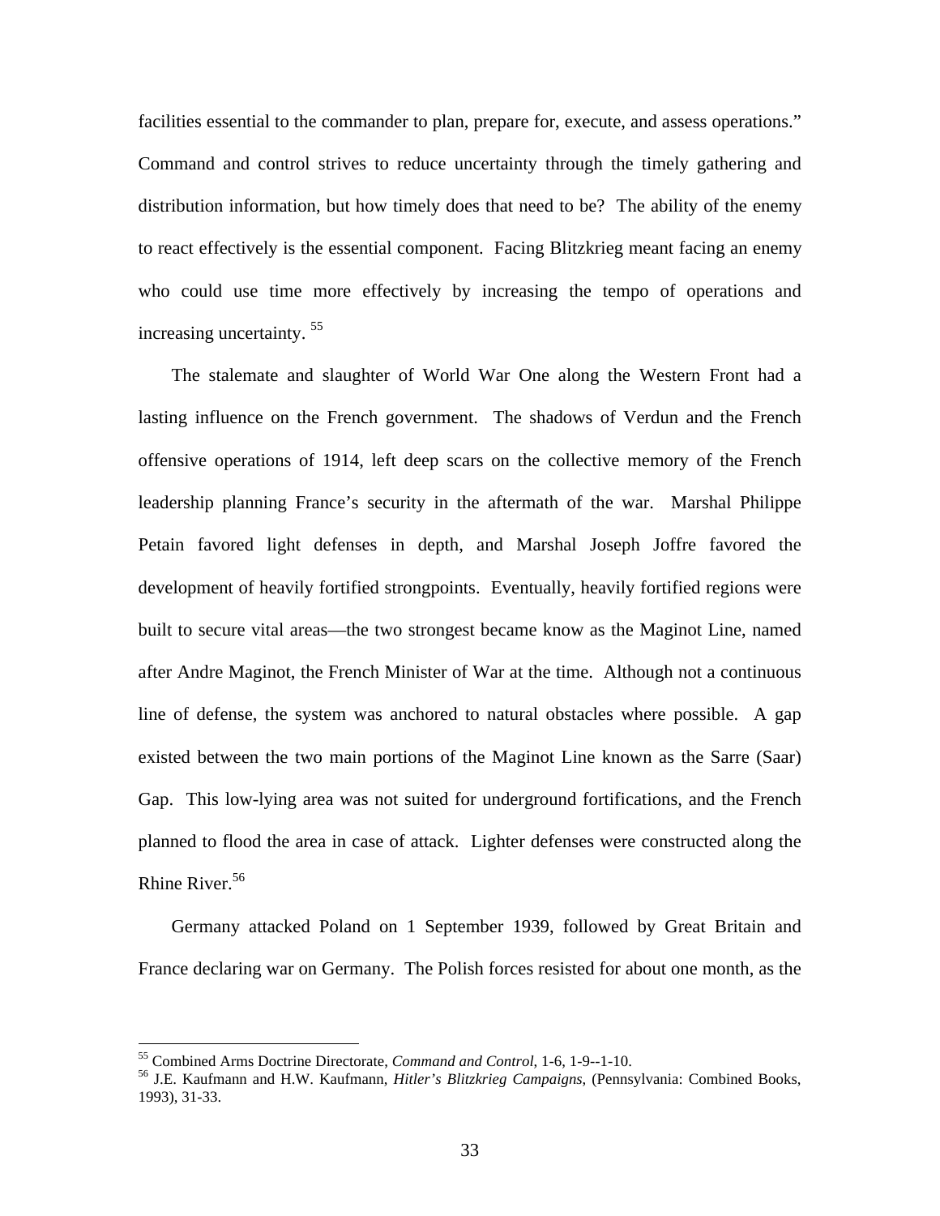facilities essential to the commander to plan, prepare for, execute, and assess operations." Command and control strives to reduce uncertainty through the timely gathering and distribution information, but how timely does that need to be? The ability of the enemy to react effectively is the essential component. Facing Blitzkrieg meant facing an enemy who could use time more effectively by increasing the tempo of operations and increasing uncertainty. [55]

The stalemate and slaughter of World War One along the Western Front had a lasting influence on the French government. The shadows of Verdun and the French offensive operations of 1914, left deep scars on the collective memory of the French leadership planning France's security in the aftermath of the war. Marshal Philippe Petain favored light defenses in depth, and Marshal Joseph Joffre favored the development of heavily fortified strongpoints. Eventually, heavily fortified regions were built to secure vital areas—the two strongest became know as the Maginot Line, named after Andre Maginot, the French Minister of War at the time. Although not a continuous line of defense, the system was anchored to natural obstacles where possible. A gap existed between the two main portions of the Maginot Line known as the Sarre (Saar) Gap. This low-lying area was not suited for underground fortifications, and the French planned to flood the area in case of attack. Lighter defenses were constructed along the Rhine River.[56]

Germany attacked Poland on 1 September 1939, followed by Great Britain and France declaring war on Germany. The Polish forces resisted for about one month, as the

---

[55] Combined Arms Doctrine Directorate, *Command and Control*, 1-6, 1-9--1-10.

[56] J.E. Kaufmann and H.W. Kaufmann, *Hitler's Blitzkrieg Campaigns*, (Pennsylvania: Combined Books, 1993), 31-33.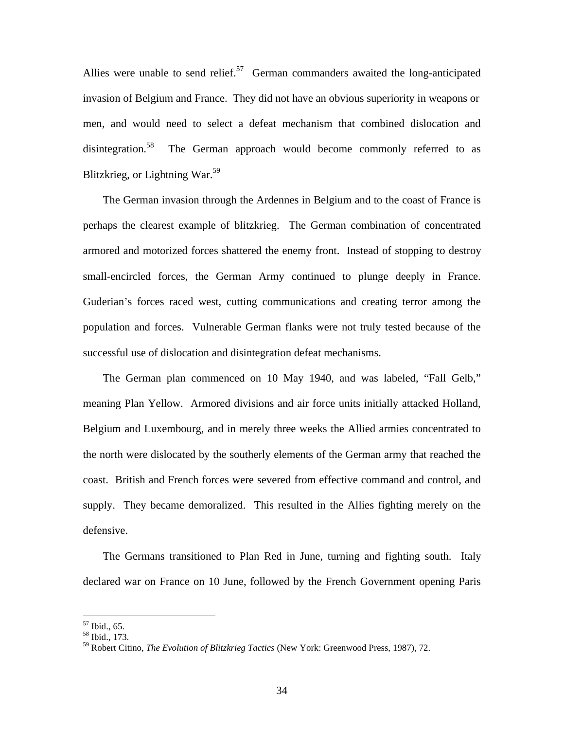Allies were unable to send relief.[57] German commanders awaited the long-anticipated invasion of Belgium and France. They did not have an obvious superiority in weapons or men, and would need to select a defeat mechanism that combined dislocation and disintegration.[58] The German approach would become commonly referred to as Blitzkrieg, or Lightning War.[59]

The German invasion through the Ardennes in Belgium and to the coast of France is perhaps the clearest example of blitzkrieg. The German combination of concentrated armored and motorized forces shattered the enemy front. Instead of stopping to destroy small-encircled forces, the German Army continued to plunge deeply in France. Guderian's forces raced west, cutting communications and creating terror among the population and forces. Vulnerable German flanks were not truly tested because of the successful use of dislocation and disintegration defeat mechanisms.

The German plan commenced on 10 May 1940, and was labeled, "Fall Gelb," meaning Plan Yellow. Armored divisions and air force units initially attacked Holland, Belgium and Luxembourg, and in merely three weeks the Allied armies concentrated to the north were dislocated by the southerly elements of the German army that reached the coast. British and French forces were severed from effective command and control, and supply. They became demoralized. This resulted in the Allies fighting merely on the defensive.

The Germans transitioned to Plan Red in June, turning and fighting south. Italy declared war on France on 10 June, followed by the French Government opening Paris

---

[57] Ibid., 65.

[58] Ibid., 173.

[59] Robert Citino, *The Evolution of Blitzkrieg Tactics* (New York: Greenwood Press, 1987), 72.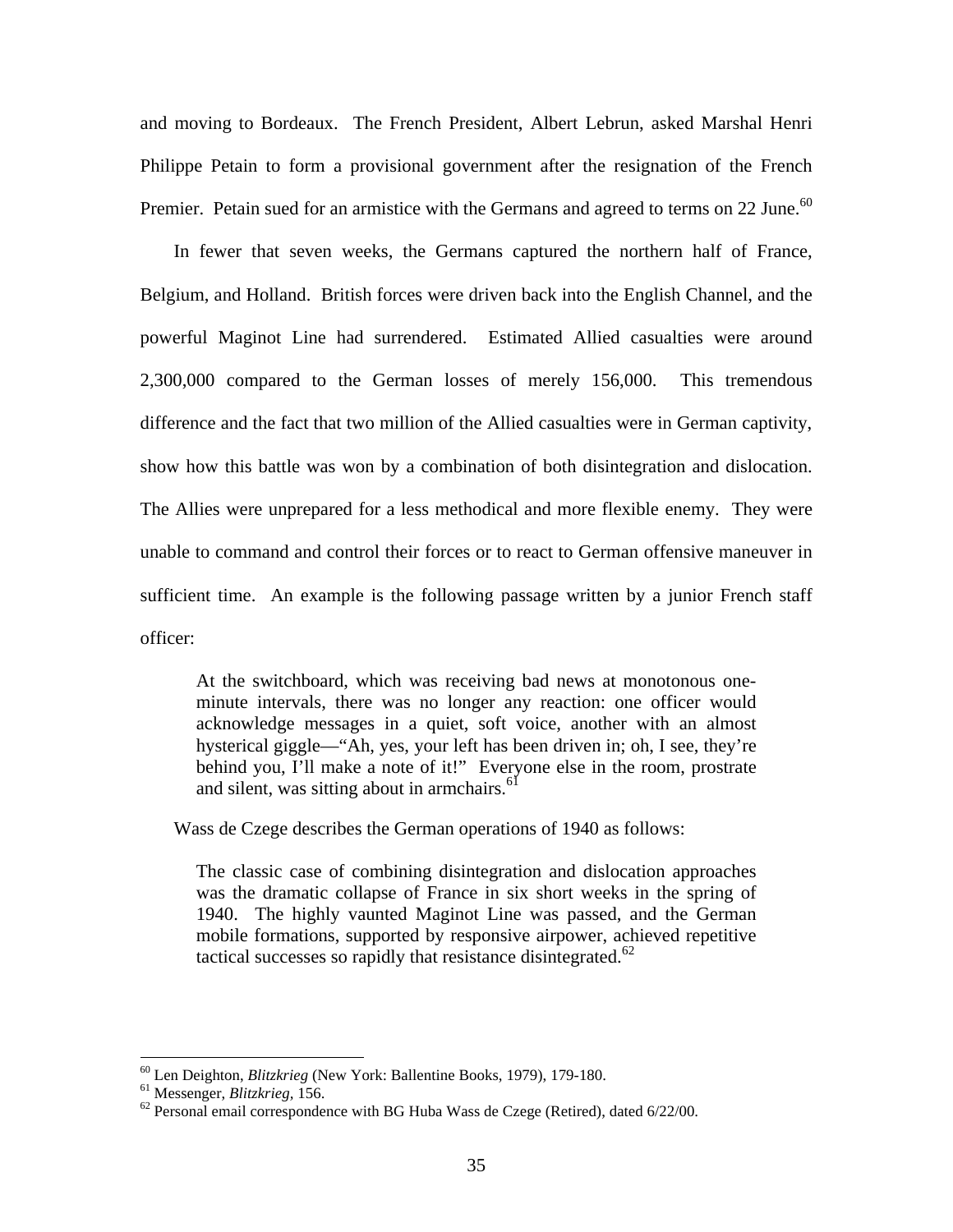and moving to Bordeaux. The French President, Albert Lebrun, asked Marshal Henri Philippe Petain to form a provisional government after the resignation of the French Premier. Petain sued for an armistice with the Germans and agreed to terms on 22 June.[60]

In fewer that seven weeks, the Germans captured the northern half of France, Belgium, and Holland. British forces were driven back into the English Channel, and the powerful Maginot Line had surrendered. Estimated Allied casualties were around 2,300,000 compared to the German losses of merely 156,000. This tremendous difference and the fact that two million of the Allied casualties were in German captivity, show how this battle was won by a combination of both disintegration and dislocation. The Allies were unprepared for a less methodical and more flexible enemy. They were unable to command and control their forces or to react to German offensive maneuver in sufficient time. An example is the following passage written by a junior French staff officer:

> At the switchboard, which was receiving bad news at monotonous one-minute intervals, there was no longer any reaction: one officer would acknowledge messages in a quiet, soft voice, another with an almost hysterical giggle—"Ah, yes, your left has been driven in; oh, I see, they're behind you, I'll make a note of it!" Everyone else in the room, prostrate and silent, was sitting about in armchairs.[61]

Wass de Czege describes the German operations of 1940 as follows:

> The classic case of combining disintegration and dislocation approaches was the dramatic collapse of France in six short weeks in the spring of 1940. The highly vaunted Maginot Line was passed, and the German mobile formations, supported by responsive airpower, achieved repetitive tactical successes so rapidly that resistance disintegrated.[62]

---

[60] Len Deighton, *Blitzkrieg* (New York: Ballentine Books, 1979), 179-180.

[61] Messenger, *Blitzkrieg,* 156.

[62] Personal email correspondence with BG Huba Wass de Czege (Retired), dated 6/22/00.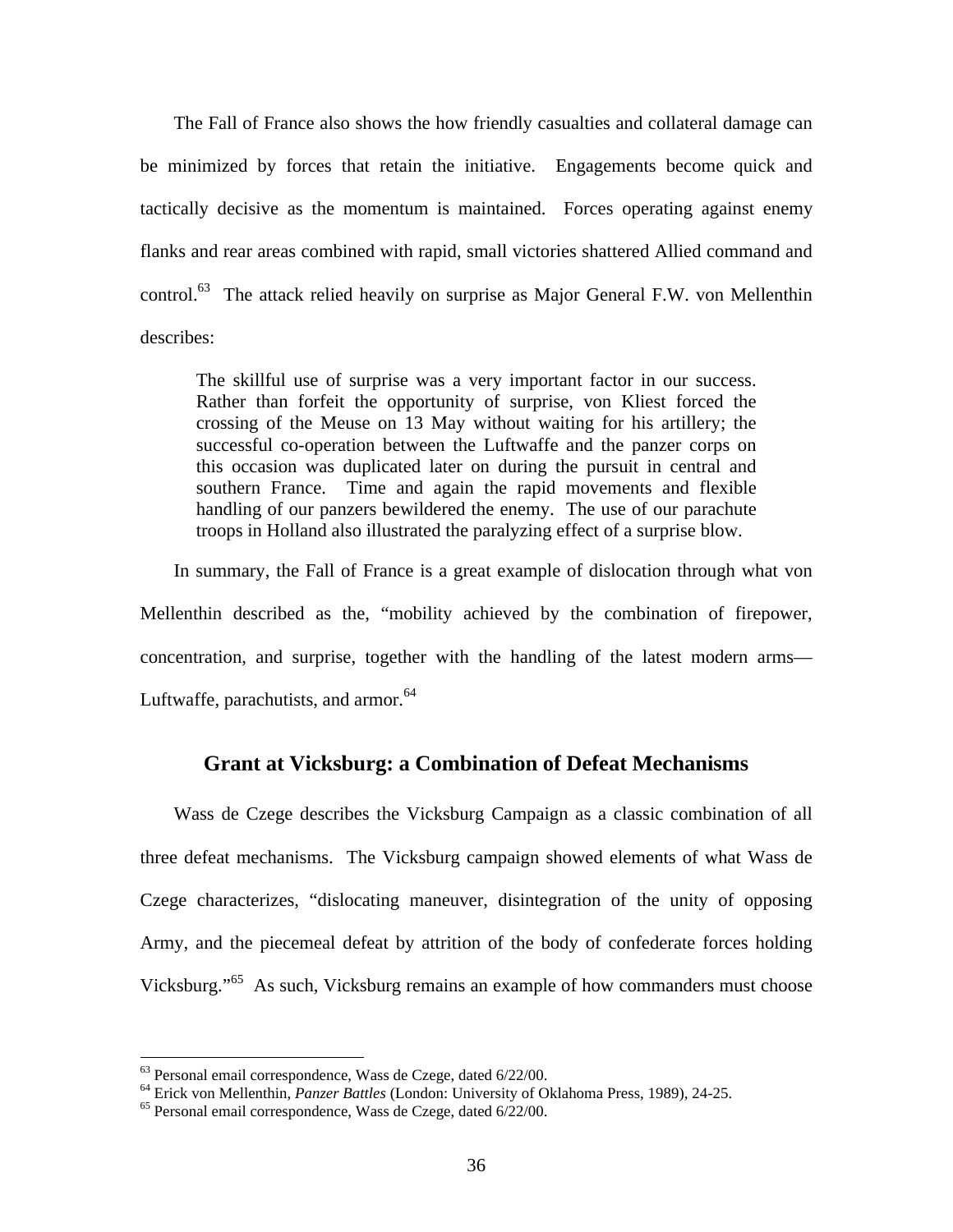The Fall of France also shows the how friendly casualties and collateral damage can be minimized by forces that retain the initiative. Engagements become quick and tactically decisive as the momentum is maintained. Forces operating against enemy flanks and rear areas combined with rapid, small victories shattered Allied command and control.[63] The attack relied heavily on surprise as Major General F.W. von Mellenthin describes:

> The skillful use of surprise was a very important factor in our success. Rather than forfeit the opportunity of surprise, von Kliest forced the crossing of the Meuse on 13 May without waiting for his artillery; the successful co-operation between the Luftwaffe and the panzer corps on this occasion was duplicated later on during the pursuit in central and southern France. Time and again the rapid movements and flexible handling of our panzers bewildered the enemy. The use of our parachute troops in Holland also illustrated the paralyzing effect of a surprise blow.

In summary, the Fall of France is a great example of dislocation through what von Mellenthin described as the, "mobility achieved by the combination of firepower, concentration, and surprise, together with the handling of the latest modern arms—Luftwaffe, parachutists, and armor.[64]

## Grant at Vicksburg: a Combination of Defeat Mechanisms

Wass de Czege describes the Vicksburg Campaign as a classic combination of all three defeat mechanisms. The Vicksburg campaign showed elements of what Wass de Czege characterizes, "dislocating maneuver, disintegration of the unity of opposing Army, and the piecemeal defeat by attrition of the body of confederate forces holding Vicksburg."[65] As such, Vicksburg remains an example of how commanders must choose

---

[63] Personal email correspondence, Wass de Czege, dated 6/22/00.
[64] Erick von Mellenthin, *Panzer Battles* (London: University of Oklahoma Press, 1989), 24-25.
[65] Personal email correspondence, Wass de Czege, dated 6/22/00.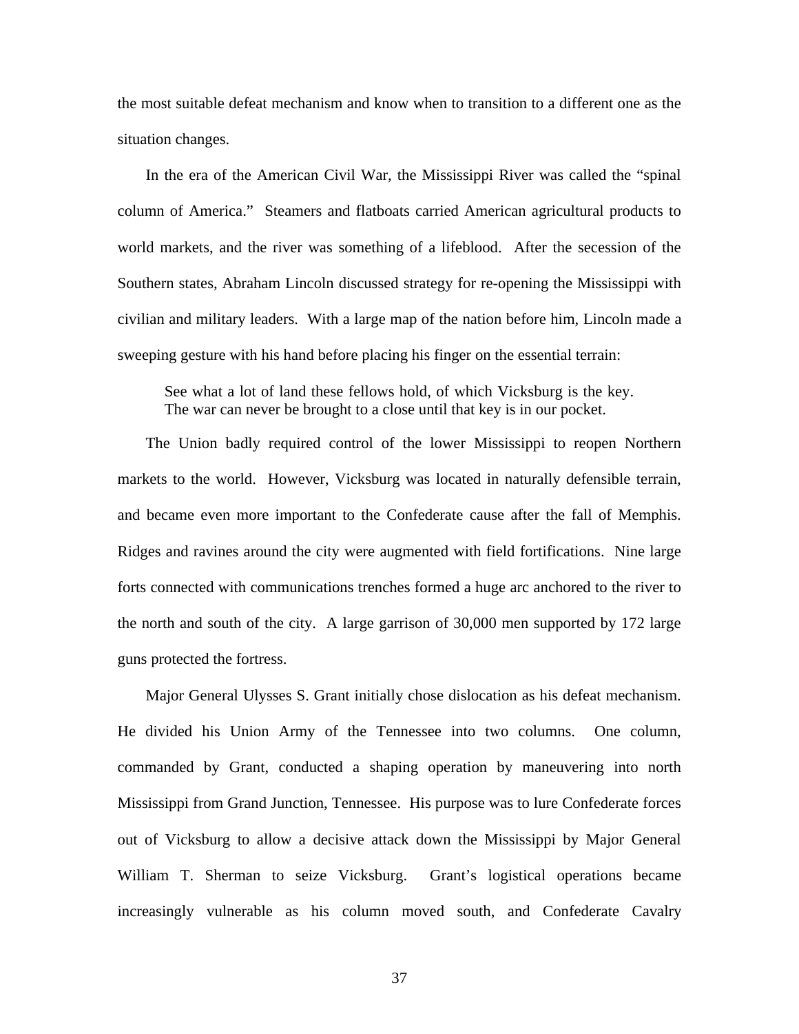the most suitable defeat mechanism and know when to transition to a different one as the situation changes.

In the era of the American Civil War, the Mississippi River was called the "spinal column of America." Steamers and flatboats carried American agricultural products to world markets, and the river was something of a lifeblood. After the secession of the Southern states, Abraham Lincoln discussed strategy for re-opening the Mississippi with civilian and military leaders. With a large map of the nation before him, Lincoln made a sweeping gesture with his hand before placing his finger on the essential terrain:

> See what a lot of land these fellows hold, of which Vicksburg is the key. The war can never be brought to a close until that key is in our pocket.

The Union badly required control of the lower Mississippi to reopen Northern markets to the world. However, Vicksburg was located in naturally defensible terrain, and became even more important to the Confederate cause after the fall of Memphis. Ridges and ravines around the city were augmented with field fortifications. Nine large forts connected with communications trenches formed a huge arc anchored to the river to the north and south of the city. A large garrison of 30,000 men supported by 172 large guns protected the fortress.

Major General Ulysses S. Grant initially chose dislocation as his defeat mechanism. He divided his Union Army of the Tennessee into two columns. One column, commanded by Grant, conducted a shaping operation by maneuvering into north Mississippi from Grand Junction, Tennessee. His purpose was to lure Confederate forces out of Vicksburg to allow a decisive attack down the Mississippi by Major General William T. Sherman to seize Vicksburg. Grant's logistical operations became increasingly vulnerable as his column moved south, and Confederate Cavalry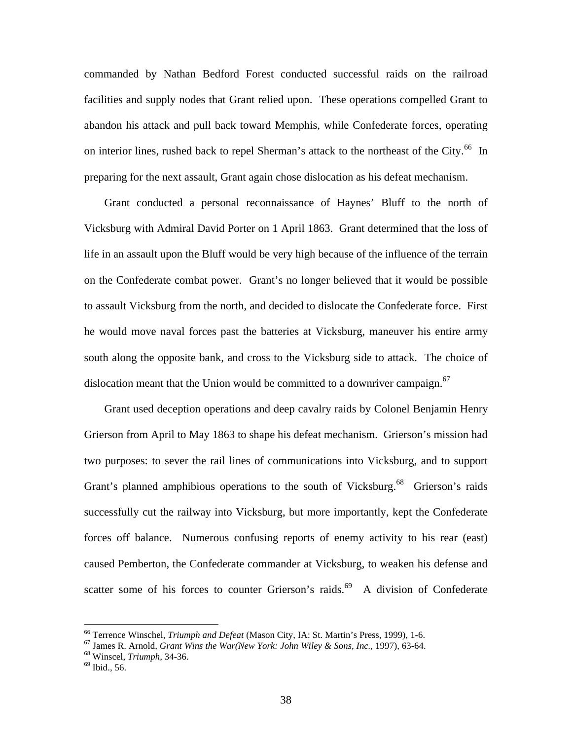commanded by Nathan Bedford Forest conducted successful raids on the railroad facilities and supply nodes that Grant relied upon. These operations compelled Grant to abandon his attack and pull back toward Memphis, while Confederate forces, operating on interior lines, rushed back to repel Sherman's attack to the northeast of the City.[66] In preparing for the next assault, Grant again chose dislocation as his defeat mechanism.

Grant conducted a personal reconnaissance of Haynes' Bluff to the north of Vicksburg with Admiral David Porter on 1 April 1863. Grant determined that the loss of life in an assault upon the Bluff would be very high because of the influence of the terrain on the Confederate combat power. Grant's no longer believed that it would be possible to assault Vicksburg from the north, and decided to dislocate the Confederate force. First he would move naval forces past the batteries at Vicksburg, maneuver his entire army south along the opposite bank, and cross to the Vicksburg side to attack. The choice of dislocation meant that the Union would be committed to a downriver campaign.[67]

Grant used deception operations and deep cavalry raids by Colonel Benjamin Henry Grierson from April to May 1863 to shape his defeat mechanism. Grierson's mission had two purposes: to sever the rail lines of communications into Vicksburg, and to support Grant's planned amphibious operations to the south of Vicksburg.[68] Grierson's raids successfully cut the railway into Vicksburg, but more importantly, kept the Confederate forces off balance. Numerous confusing reports of enemy activity to his rear (east) caused Pemberton, the Confederate commander at Vicksburg, to weaken his defense and scatter some of his forces to counter Grierson's raids.[69] A division of Confederate

---

[66] Terrence Winschel, *Triumph and Defeat* (Mason City, IA: St. Martin's Press, 1999), 1-6.
[67] James R. Arnold, *Grant Wins the War(New York: John Wiley & Sons, Inc.*, 1997), 63-64.
[68] Winscel, *Triumph,* 34-36.
[69] Ibid., 56.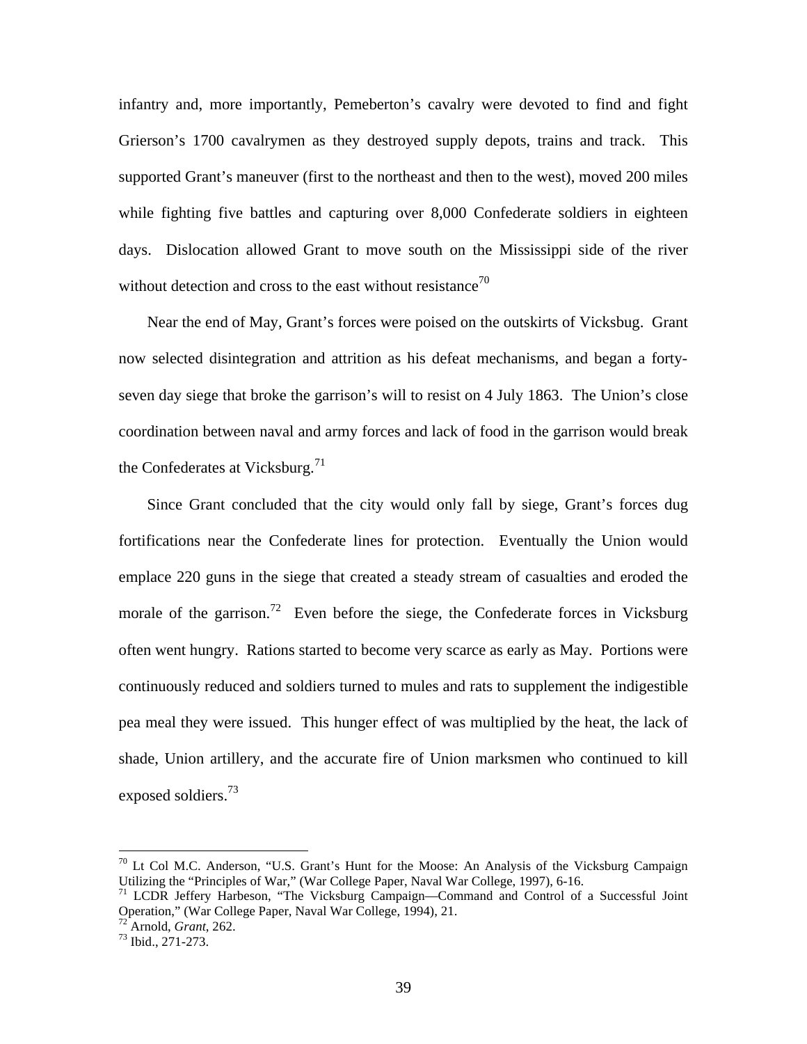infantry and, more importantly, Pemeberton's cavalry were devoted to find and fight Grierson's 1700 cavalrymen as they destroyed supply depots, trains and track. This supported Grant's maneuver (first to the northeast and then to the west), moved 200 miles while fighting five battles and capturing over 8,000 Confederate soldiers in eighteen days. Dislocation allowed Grant to move south on the Mississippi side of the river without detection and cross to the east without resistance[70]

Near the end of May, Grant's forces were poised on the outskirts of Vicksbug. Grant now selected disintegration and attrition as his defeat mechanisms, and began a forty-seven day siege that broke the garrison's will to resist on 4 July 1863. The Union's close coordination between naval and army forces and lack of food in the garrison would break the Confederates at Vicksburg.[71]

Since Grant concluded that the city would only fall by siege, Grant's forces dug fortifications near the Confederate lines for protection. Eventually the Union would emplace 220 guns in the siege that created a steady stream of casualties and eroded the morale of the garrison.[72] Even before the siege, the Confederate forces in Vicksburg often went hungry. Rations started to become very scarce as early as May. Portions were continuously reduced and soldiers turned to mules and rats to supplement the indigestible pea meal they were issued. This hunger effect of was multiplied by the heat, the lack of shade, Union artillery, and the accurate fire of Union marksmen who continued to kill exposed soldiers.[73]

---

[70] Lt Col M.C. Anderson, "U.S. Grant's Hunt for the Moose: An Analysis of the Vicksburg Campaign Utilizing the "Principles of War," (War College Paper, Naval War College, 1997), 6-16.
[71] LCDR Jeffery Harbeson, "The Vicksburg Campaign—Command and Control of a Successful Joint Operation," (War College Paper, Naval War College, 1994), 21.
[72] Arnold, *Grant*, 262.
[73] Ibid., 271-273.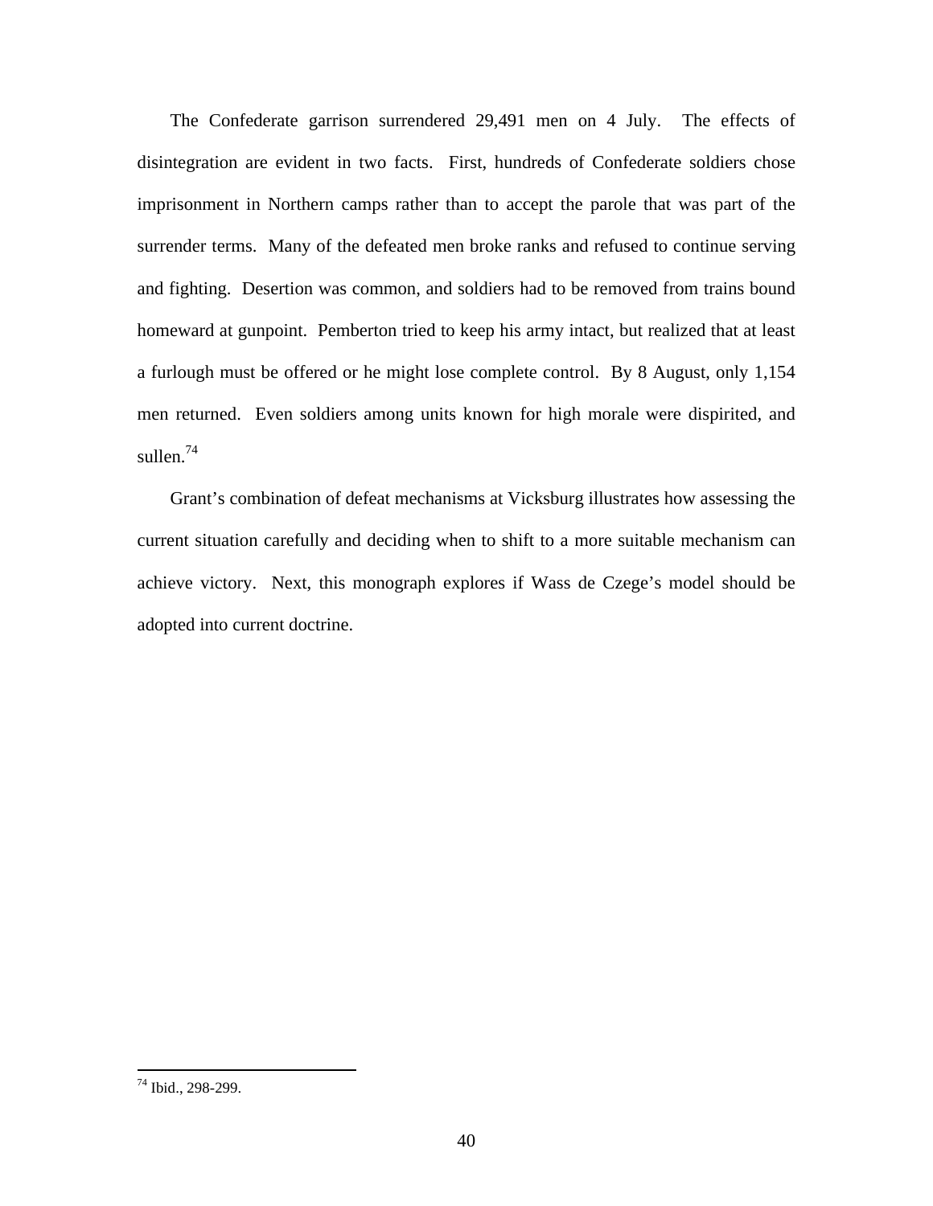The Confederate garrison surrendered 29,491 men on 4 July. The effects of disintegration are evident in two facts. First, hundreds of Confederate soldiers chose imprisonment in Northern camps rather than to accept the parole that was part of the surrender terms. Many of the defeated men broke ranks and refused to continue serving and fighting. Desertion was common, and soldiers had to be removed from trains bound homeward at gunpoint. Pemberton tried to keep his army intact, but realized that at least a furlough must be offered or he might lose complete control. By 8 August, only 1,154 men returned. Even soldiers among units known for high morale were dispirited, and sullen.[74]

Grant's combination of defeat mechanisms at Vicksburg illustrates how assessing the current situation carefully and deciding when to shift to a more suitable mechanism can achieve victory. Next, this monograph explores if Wass de Czege's model should be adopted into current doctrine.

---

[74] Ibid., 298-299.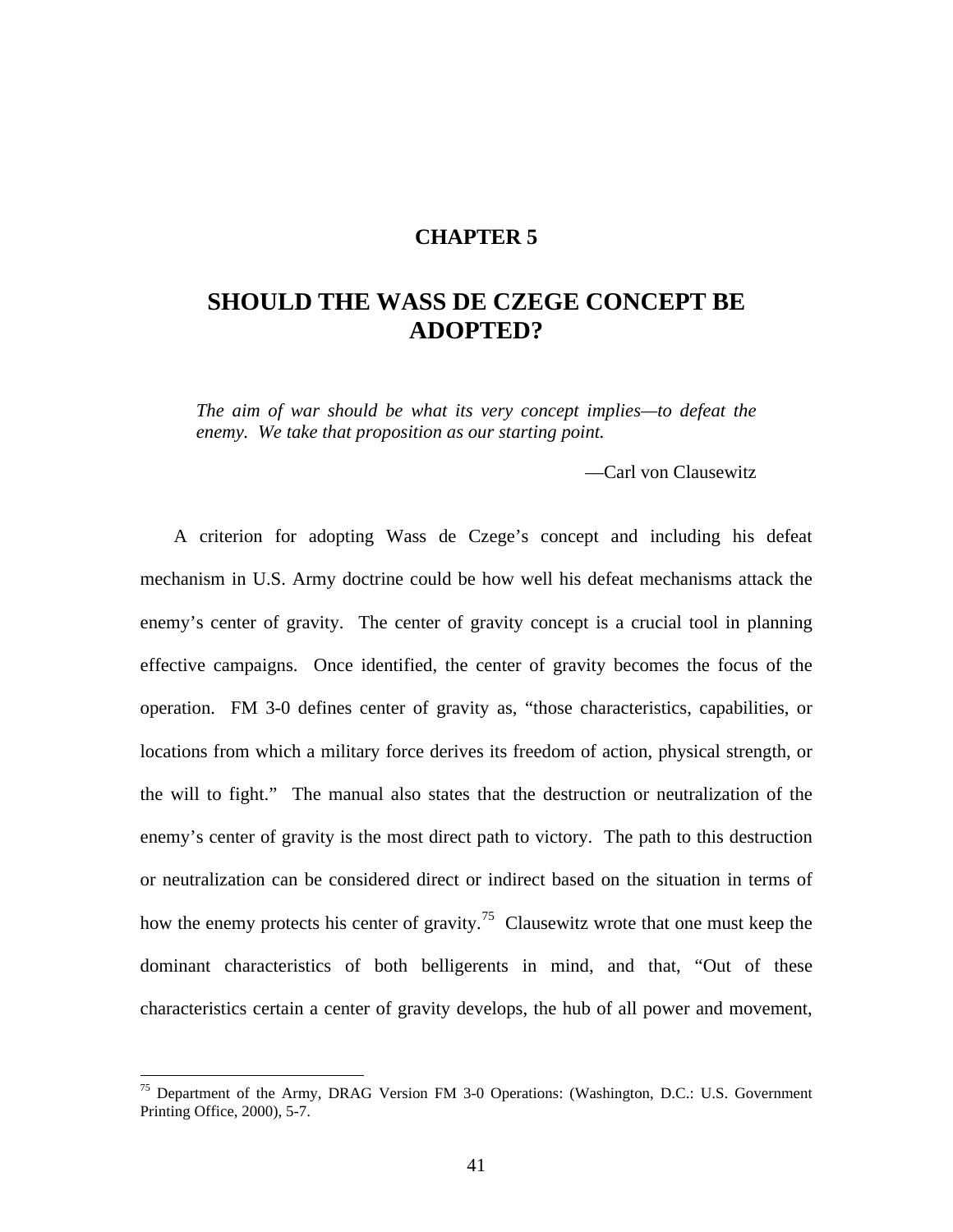# CHAPTER 5

# SHOULD THE WASS DE CZEGE CONCEPT BE ADOPTED?

> *The aim of war should be what its very concept implies—to defeat the enemy. We take that proposition as our starting point.*
>
> —Carl von Clausewitz

A criterion for adopting Wass de Czege's concept and including his defeat mechanism in U.S. Army doctrine could be how well his defeat mechanisms attack the enemy's center of gravity. The center of gravity concept is a crucial tool in planning effective campaigns. Once identified, the center of gravity becomes the focus of the operation. FM 3-0 defines center of gravity as, "those characteristics, capabilities, or locations from which a military force derives its freedom of action, physical strength, or the will to fight." The manual also states that the destruction or neutralization of the enemy's center of gravity is the most direct path to victory. The path to this destruction or neutralization can be considered direct or indirect based on the situation in terms of how the enemy protects his center of gravity.[75] Clausewitz wrote that one must keep the dominant characteristics of both belligerents in mind, and that, "Out of these characteristics certain a center of gravity develops, the hub of all power and movement,

---

[75] Department of the Army, DRAG Version FM 3-0 Operations: (Washington, D.C.: U.S. Government Printing Office, 2000), 5-7.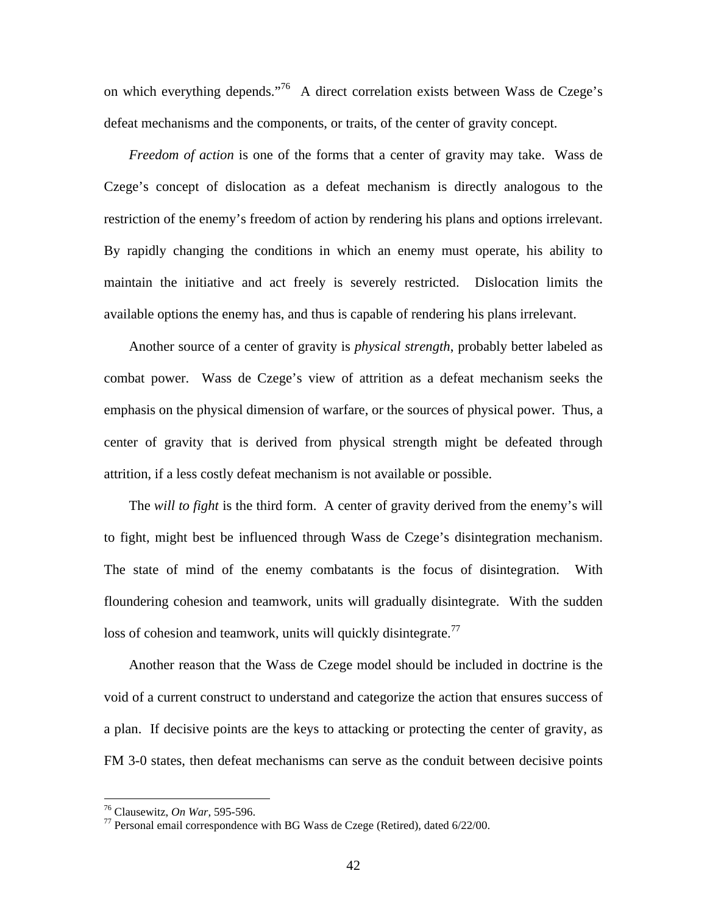on which everything depends."[76] A direct correlation exists between Wass de Czege's defeat mechanisms and the components, or traits, of the center of gravity concept.

*Freedom of action* is one of the forms that a center of gravity may take. Wass de Czege's concept of dislocation as a defeat mechanism is directly analogous to the restriction of the enemy's freedom of action by rendering his plans and options irrelevant. By rapidly changing the conditions in which an enemy must operate, his ability to maintain the initiative and act freely is severely restricted. Dislocation limits the available options the enemy has, and thus is capable of rendering his plans irrelevant.

Another source of a center of gravity is *physical strength*, probably better labeled as combat power. Wass de Czege's view of attrition as a defeat mechanism seeks the emphasis on the physical dimension of warfare, or the sources of physical power. Thus, a center of gravity that is derived from physical strength might be defeated through attrition, if a less costly defeat mechanism is not available or possible.

The *will to fight* is the third form. A center of gravity derived from the enemy's will to fight, might best be influenced through Wass de Czege's disintegration mechanism. The state of mind of the enemy combatants is the focus of disintegration. With floundering cohesion and teamwork, units will gradually disintegrate. With the sudden loss of cohesion and teamwork, units will quickly disintegrate.[77]

Another reason that the Wass de Czege model should be included in doctrine is the void of a current construct to understand and categorize the action that ensures success of a plan. If decisive points are the keys to attacking or protecting the center of gravity, as FM 3-0 states, then defeat mechanisms can serve as the conduit between decisive points

[76] Clausewitz, *On War,* 595-596.
[77] Personal email correspondence with BG Wass de Czege (Retired), dated 6/22/00.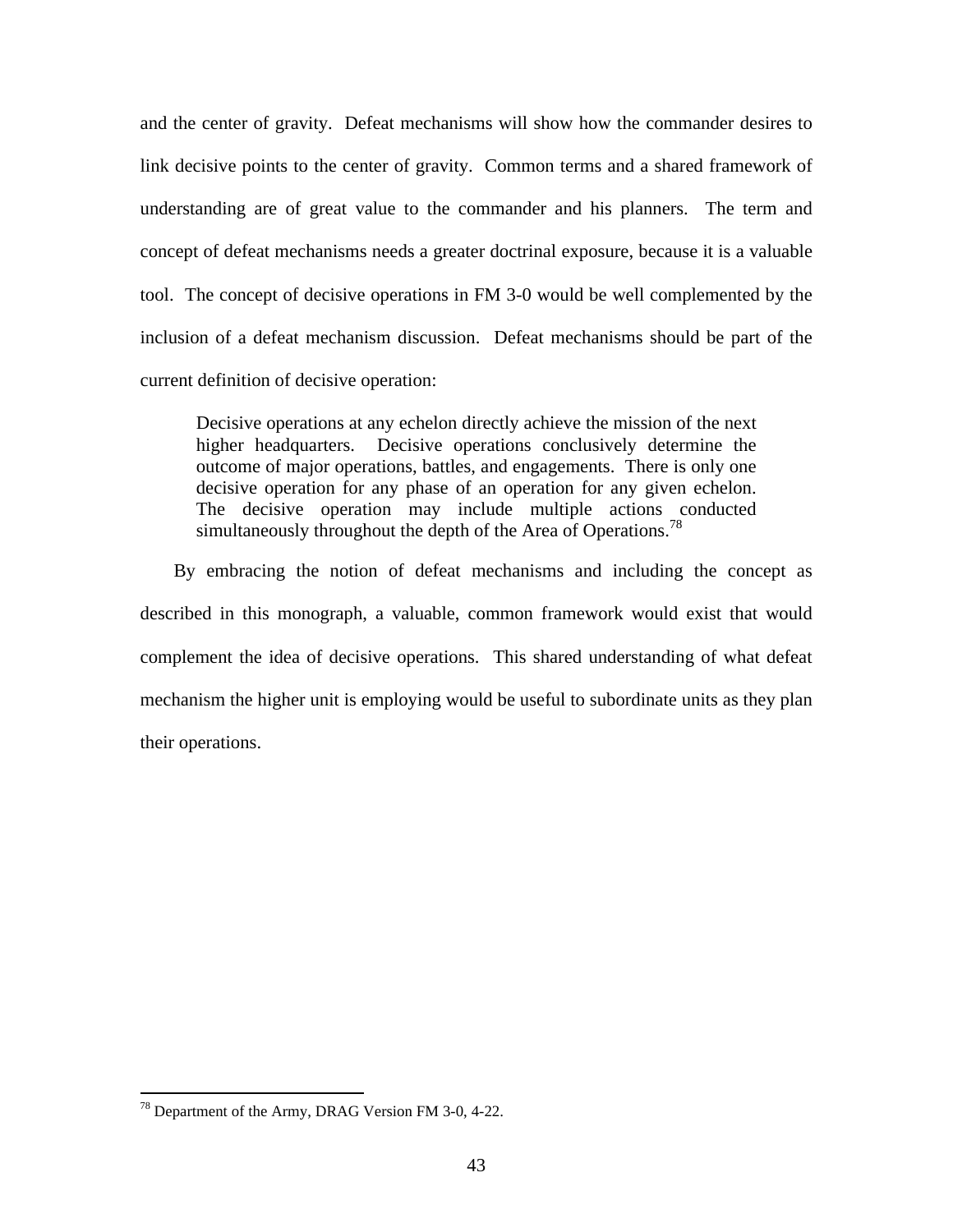and the center of gravity. Defeat mechanisms will show how the commander desires to link decisive points to the center of gravity. Common terms and a shared framework of understanding are of great value to the commander and his planners. The term and concept of defeat mechanisms needs a greater doctrinal exposure, because it is a valuable tool. The concept of decisive operations in FM 3-0 would be well complemented by the inclusion of a defeat mechanism discussion. Defeat mechanisms should be part of the current definition of decisive operation:

> Decisive operations at any echelon directly achieve the mission of the next higher headquarters. Decisive operations conclusively determine the outcome of major operations, battles, and engagements. There is only one decisive operation for any phase of an operation for any given echelon. The decisive operation may include multiple actions conducted simultaneously throughout the depth of the Area of Operations.[78]

By embracing the notion of defeat mechanisms and including the concept as described in this monograph, a valuable, common framework would exist that would complement the idea of decisive operations. This shared understanding of what defeat mechanism the higher unit is employing would be useful to subordinate units as they plan their operations.

---

[78] Department of the Army, DRAG Version FM 3-0, 4-22.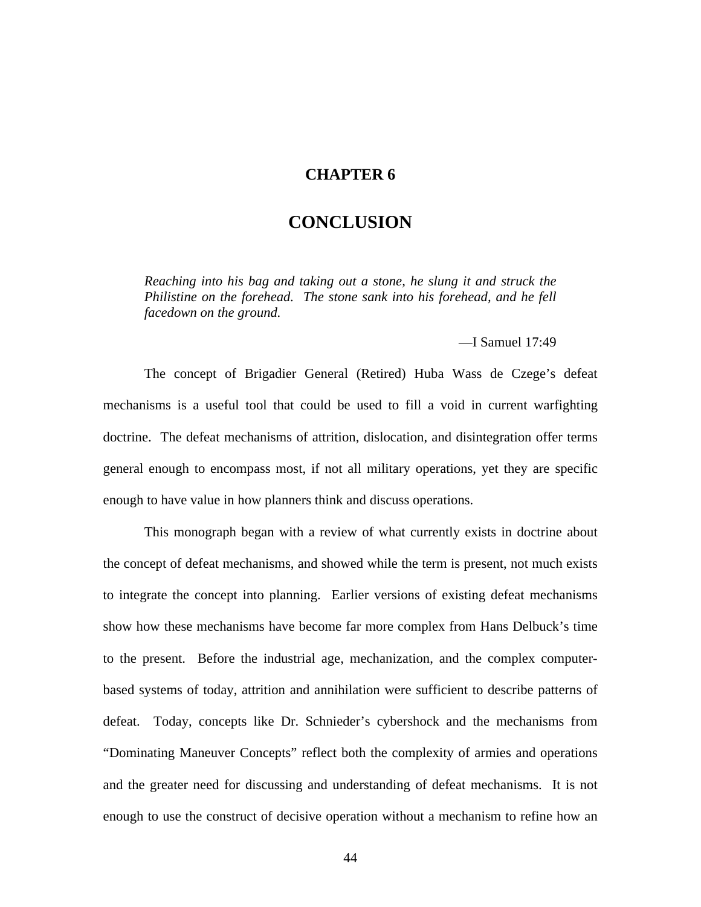# CHAPTER 6

# CONCLUSION

> *Reaching into his bag and taking out a stone, he slung it and struck the Philistine on the forehead. The stone sank into his forehead, and he fell facedown on the ground.*
>
> —I Samuel 17:49

The concept of Brigadier General (Retired) Huba Wass de Czege's defeat mechanisms is a useful tool that could be used to fill a void in current warfighting doctrine. The defeat mechanisms of attrition, dislocation, and disintegration offer terms general enough to encompass most, if not all military operations, yet they are specific enough to have value in how planners think and discuss operations.

This monograph began with a review of what currently exists in doctrine about the concept of defeat mechanisms, and showed while the term is present, not much exists to integrate the concept into planning. Earlier versions of existing defeat mechanisms show how these mechanisms have become far more complex from Hans Delbuck's time to the present. Before the industrial age, mechanization, and the complex computer-based systems of today, attrition and annihilation were sufficient to describe patterns of defeat. Today, concepts like Dr. Schnieder's cybershock and the mechanisms from "Dominating Maneuver Concepts" reflect both the complexity of armies and operations and the greater need for discussing and understanding of defeat mechanisms. It is not enough to use the construct of decisive operation without a mechanism to refine how an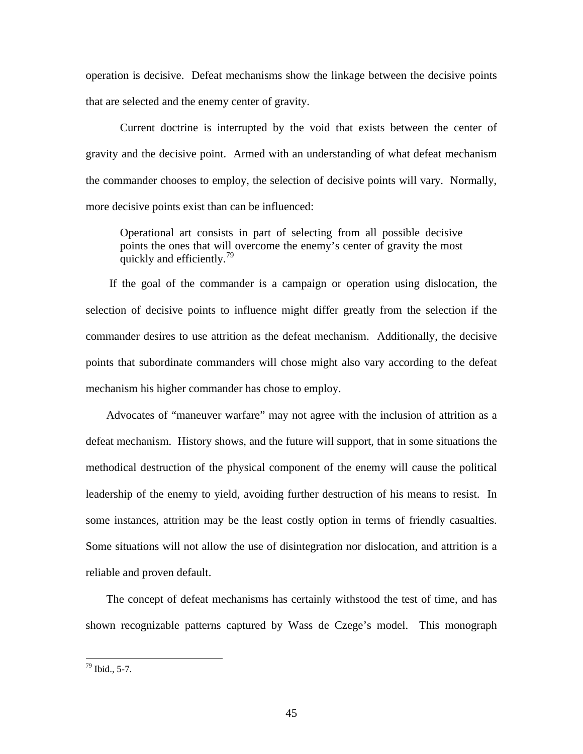operation is decisive. Defeat mechanisms show the linkage between the decisive points that are selected and the enemy center of gravity.

Current doctrine is interrupted by the void that exists between the center of gravity and the decisive point. Armed with an understanding of what defeat mechanism the commander chooses to employ, the selection of decisive points will vary. Normally, more decisive points exist than can be influenced:

> Operational art consists in part of selecting from all possible decisive points the ones that will overcome the enemy's center of gravity the most quickly and efficiently.[79]

If the goal of the commander is a campaign or operation using dislocation, the selection of decisive points to influence might differ greatly from the selection if the commander desires to use attrition as the defeat mechanism. Additionally, the decisive points that subordinate commanders will chose might also vary according to the defeat mechanism his higher commander has chose to employ.

Advocates of "maneuver warfare" may not agree with the inclusion of attrition as a defeat mechanism. History shows, and the future will support, that in some situations the methodical destruction of the physical component of the enemy will cause the political leadership of the enemy to yield, avoiding further destruction of his means to resist. In some instances, attrition may be the least costly option in terms of friendly casualties. Some situations will not allow the use of disintegration nor dislocation, and attrition is a reliable and proven default.

The concept of defeat mechanisms has certainly withstood the test of time, and has shown recognizable patterns captured by Wass de Czege's model. This monograph

---

[79] Ibid., 5-7.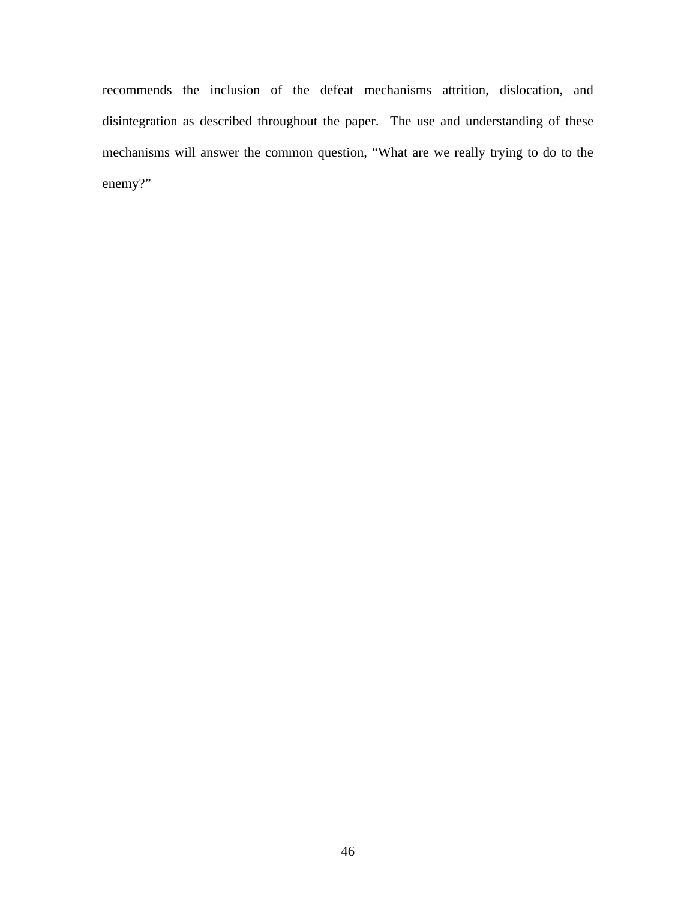recommends the inclusion of the defeat mechanisms attrition, dislocation, and disintegration as described throughout the paper. The use and understanding of these mechanisms will answer the common question, "What are we really trying to do to the enemy?"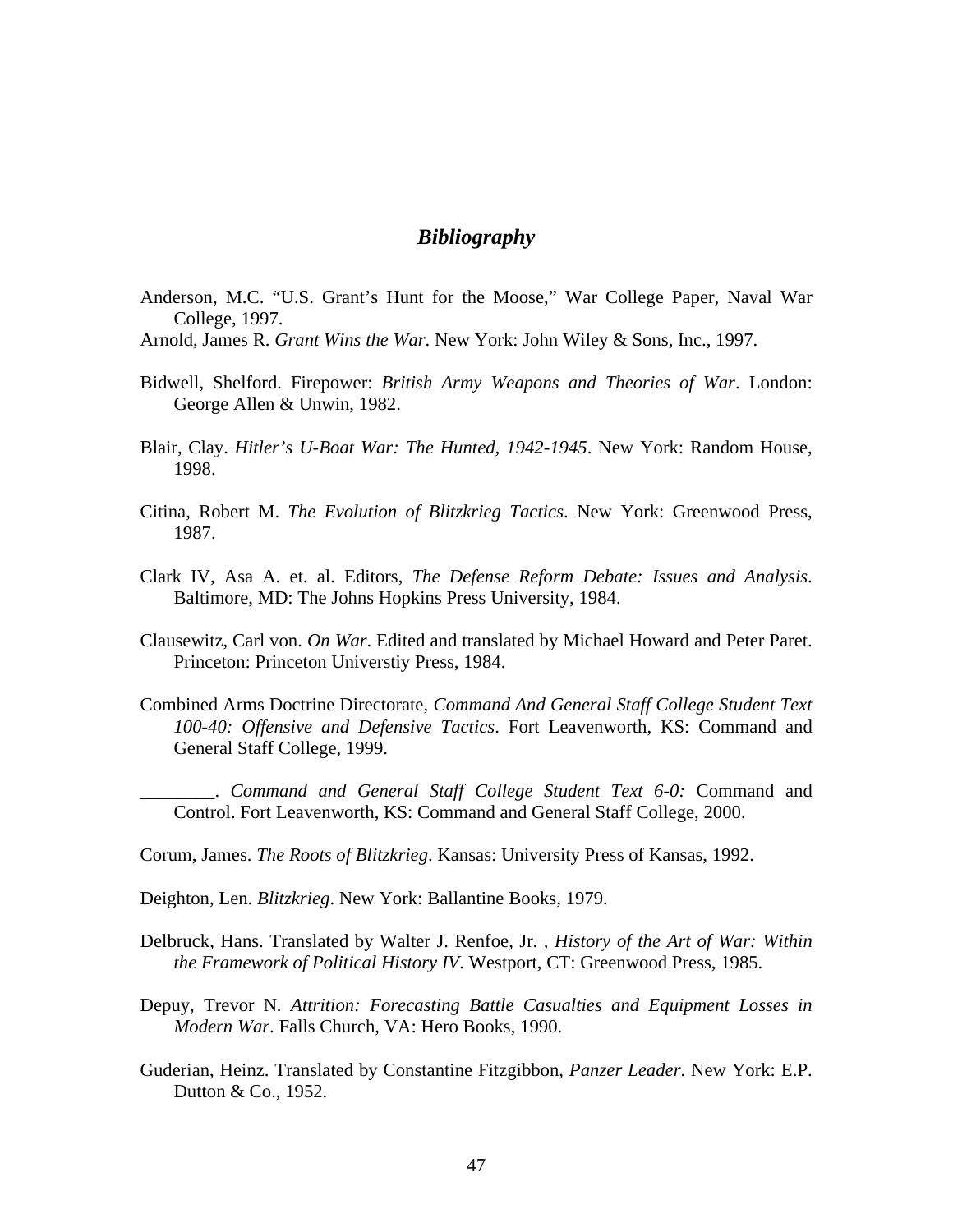# *Bibliography*

Anderson, M.C. "U.S. Grant's Hunt for the Moose," War College Paper, Naval War College, 1997.

Arnold, James R. *Grant Wins the War*. New York: John Wiley & Sons, Inc., 1997.

Bidwell, Shelford. Firepower: *British Army Weapons and Theories of War*. London: George Allen & Unwin, 1982.

Blair, Clay. *Hitler's U-Boat War: The Hunted, 1942-1945*. New York: Random House, 1998.

Citina, Robert M. *The Evolution of Blitzkrieg Tactics*. New York: Greenwood Press, 1987.

Clark IV, Asa A. et. al. Editors, *The Defense Reform Debate: Issues and Analysis*. Baltimore, MD: The Johns Hopkins Press University, 1984.

Clausewitz, Carl von. *On War*. Edited and translated by Michael Howard and Peter Paret. Princeton: Princeton Universtiy Press, 1984.

Combined Arms Doctrine Directorate, *Command And General Staff College Student Text 100-40: Offensive and Defensive Tactics*. Fort Leavenworth, KS: Command and General Staff College, 1999.

________. *Command and General Staff College Student Text 6-0:* Command and Control. Fort Leavenworth, KS: Command and General Staff College, 2000.

Corum, James. *The Roots of Blitzkrieg*. Kansas: University Press of Kansas, 1992.

Deighton, Len. *Blitzkrieg*. New York: Ballantine Books, 1979.

Delbruck, Hans. Translated by Walter J. Renfoe, Jr. *, History of the Art of War: Within the Framework of Political History IV*. Westport, CT: Greenwood Press, 1985.

Depuy, Trevor N. *Attrition: Forecasting Battle Casualties and Equipment Losses in Modern War*. Falls Church, VA: Hero Books, 1990.

Guderian, Heinz. Translated by Constantine Fitzgibbon, *Panzer Leader*. New York: E.P. Dutton & Co., 1952.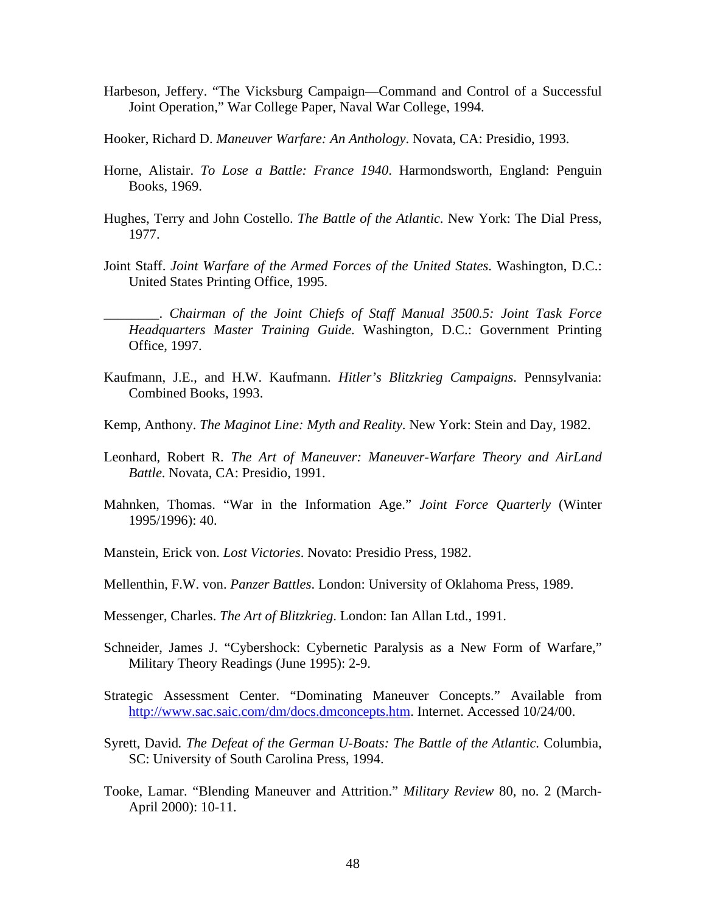Harbeson, Jeffery. "The Vicksburg Campaign—Command and Control of a Successful Joint Operation," War College Paper, Naval War College, 1994.

Hooker, Richard D. *Maneuver Warfare: An Anthology*. Novata, CA: Presidio, 1993.

Horne, Alistair. *To Lose a Battle: France 1940*. Harmondsworth, England: Penguin Books, 1969.

Hughes, Terry and John Costello. *The Battle of the Atlantic.* New York: The Dial Press, 1977.

Joint Staff. *Joint Warfare of the Armed Forces of the United States*. Washington, D.C.: United States Printing Office, 1995.

________. *Chairman of the Joint Chiefs of Staff Manual 3500.5: Joint Task Force Headquarters Master Training Guide.* Washington, D.C.: Government Printing Office, 1997.

Kaufmann, J.E., and H.W. Kaufmann. *Hitler's Blitzkrieg Campaigns*. Pennsylvania: Combined Books, 1993.

Kemp, Anthony. *The Maginot Line: Myth and Reality*. New York: Stein and Day, 1982.

Leonhard, Robert R. *The Art of Maneuver: Maneuver-Warfare Theory and AirLand Battle*. Novata, CA: Presidio, 1991.

Mahnken, Thomas. "War in the Information Age." *Joint Force Quarterly* (Winter 1995/1996): 40.

Manstein, Erick von. *Lost Victories*. Novato: Presidio Press, 1982.

Mellenthin, F.W. von. *Panzer Battles*. London: University of Oklahoma Press, 1989.

Messenger, Charles. *The Art of Blitzkrieg*. London: Ian Allan Ltd., 1991.

Schneider, James J. "Cybershock: Cybernetic Paralysis as a New Form of Warfare," Military Theory Readings (June 1995): 2-9.

Strategic Assessment Center. "Dominating Maneuver Concepts." Available from http://www.sac.saic.com/dm/docs.dmconcepts.htm. Internet. Accessed 10/24/00.

Syrett, David*.* *The Defeat of the German U-Boats: The Battle of the Atlantic*. Columbia, SC: University of South Carolina Press, 1994.

Tooke, Lamar. "Blending Maneuver and Attrition." *Military Review* 80, no. 2 (March-April 2000): 10-11.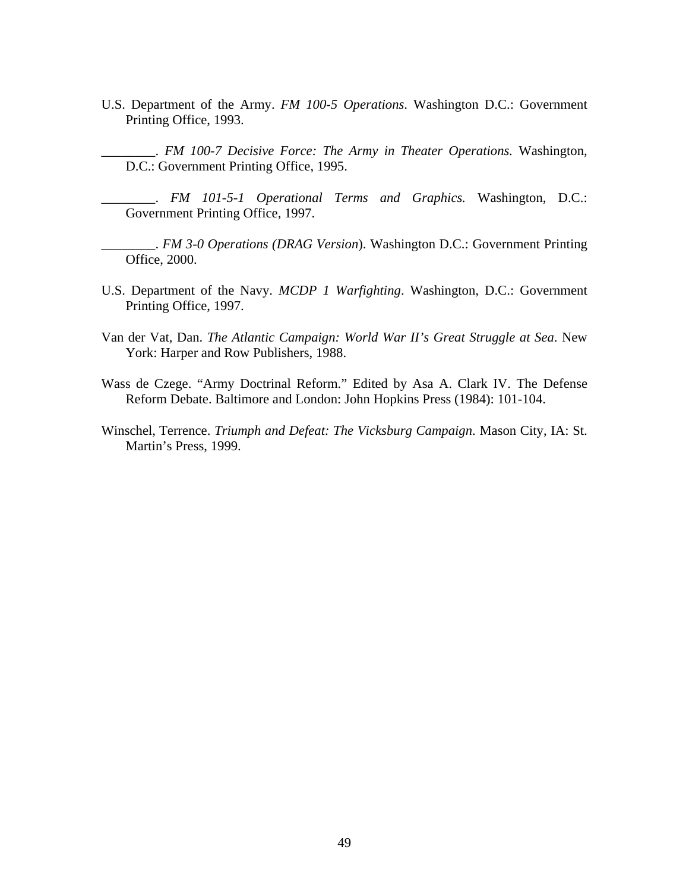U.S. Department of the Army. *FM 100-5 Operations*. Washington D.C.: Government Printing Office, 1993.

________. *FM 100-7 Decisive Force: The Army in Theater Operations.* Washington, D.C.: Government Printing Office, 1995.

________. *FM 101-5-1 Operational Terms and Graphics.* Washington, D.C.: Government Printing Office, 1997.

________. *FM 3-0 Operations (DRAG Version*). Washington D.C.: Government Printing Office, 2000.

U.S. Department of the Navy. *MCDP 1 Warfighting*. Washington, D.C.: Government Printing Office, 1997.

Van der Vat, Dan. *The Atlantic Campaign: World War II's Great Struggle at Sea*. New York: Harper and Row Publishers, 1988.

Wass de Czege. "Army Doctrinal Reform." Edited by Asa A. Clark IV. The Defense Reform Debate. Baltimore and London: John Hopkins Press (1984): 101-104.

Winschel, Terrence. *Triumph and Defeat: The Vicksburg Campaign*. Mason City, IA: St. Martin's Press, 1999.